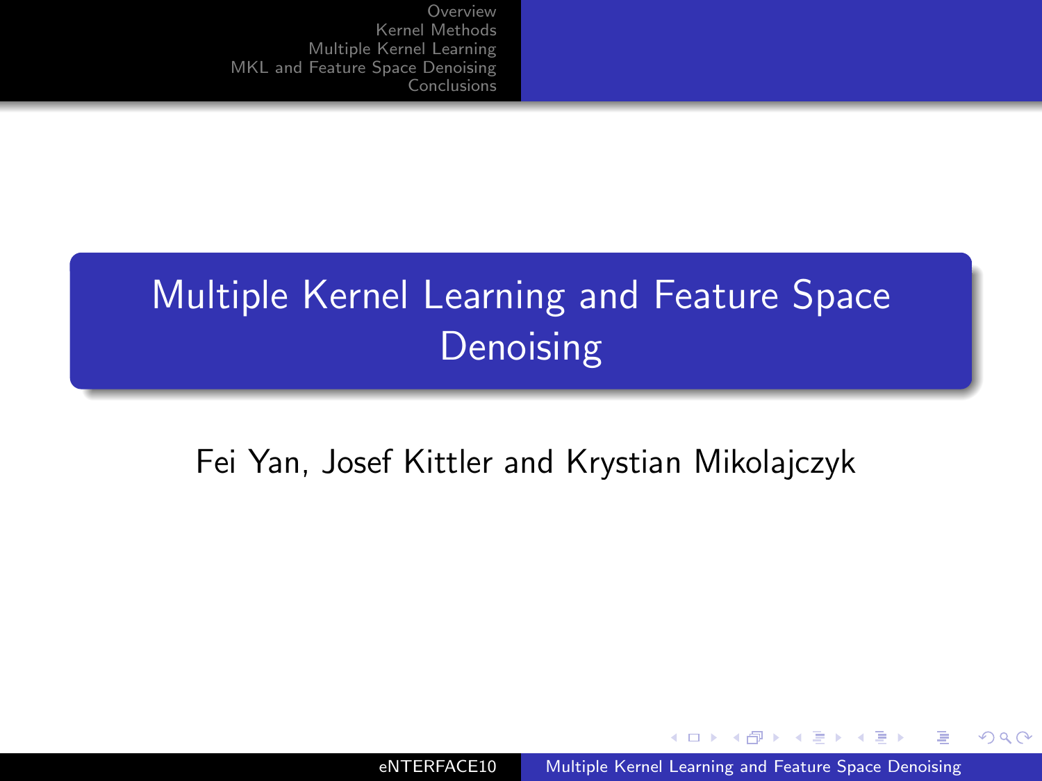# Multiple Kernel Learning and Feature Space Denoising

Fei Yan, Josef Kittler and Krystian Mikolajczyk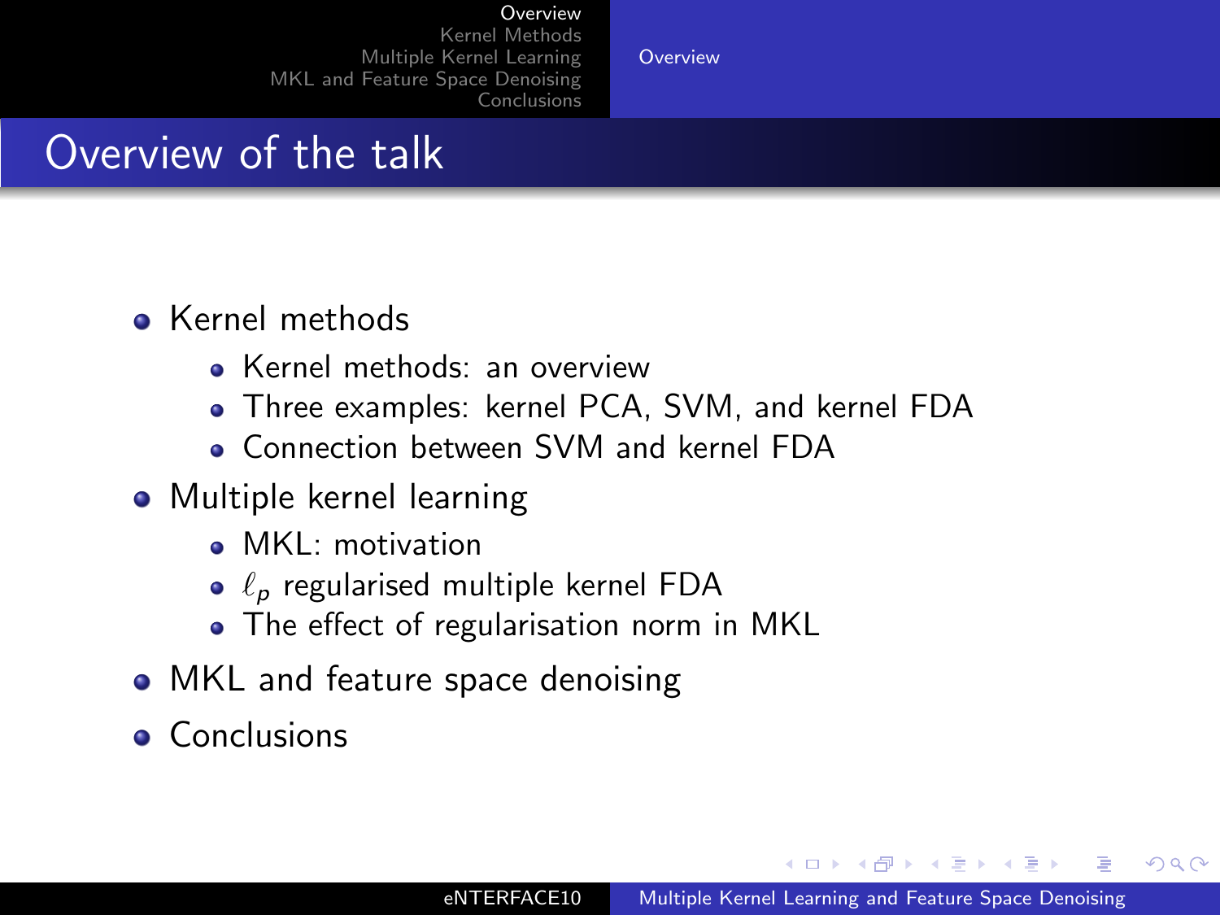# Overview of the talk

- Kernel methods
  - Kernel methods: an overview
  - Three examples: kernel PCA, SVM, and kernel FDA
  - Connection between SVM and kernel FDA
- Multiple kernel learning
  - MKL: motivation
  - $\ell_p$ regularised multiple kernel FDA
  - The effect of regularisation norm in MKL
- MKL and feature space denoising
- Conclusions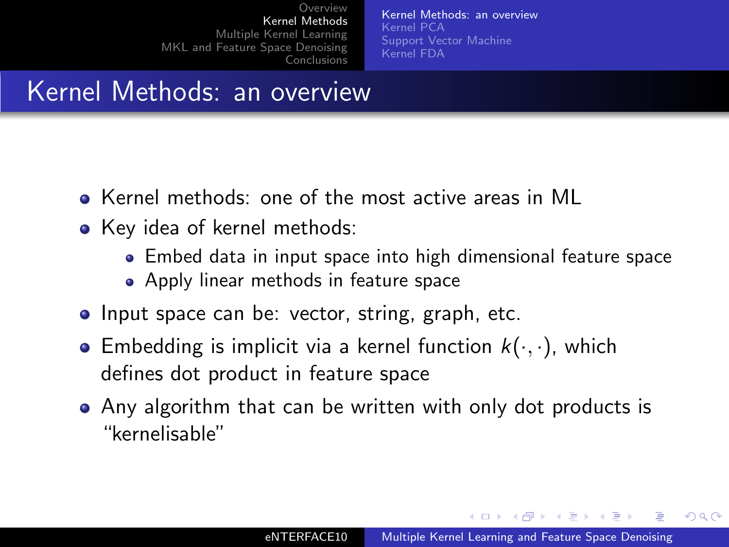# Kernel Methods: an overview

- Kernel methods: one of the most active areas in ML
- Key idea of kernel methods:
  - Embed data in input space into high dimensional feature space
  - Apply linear methods in feature space
- Input space can be: vector, string, graph, etc.
- Embedding is implicit via a kernel function $k(\cdot, \cdot)$, which defines dot product in feature space
- Any algorithm that can be written with only dot products is "kernelisable"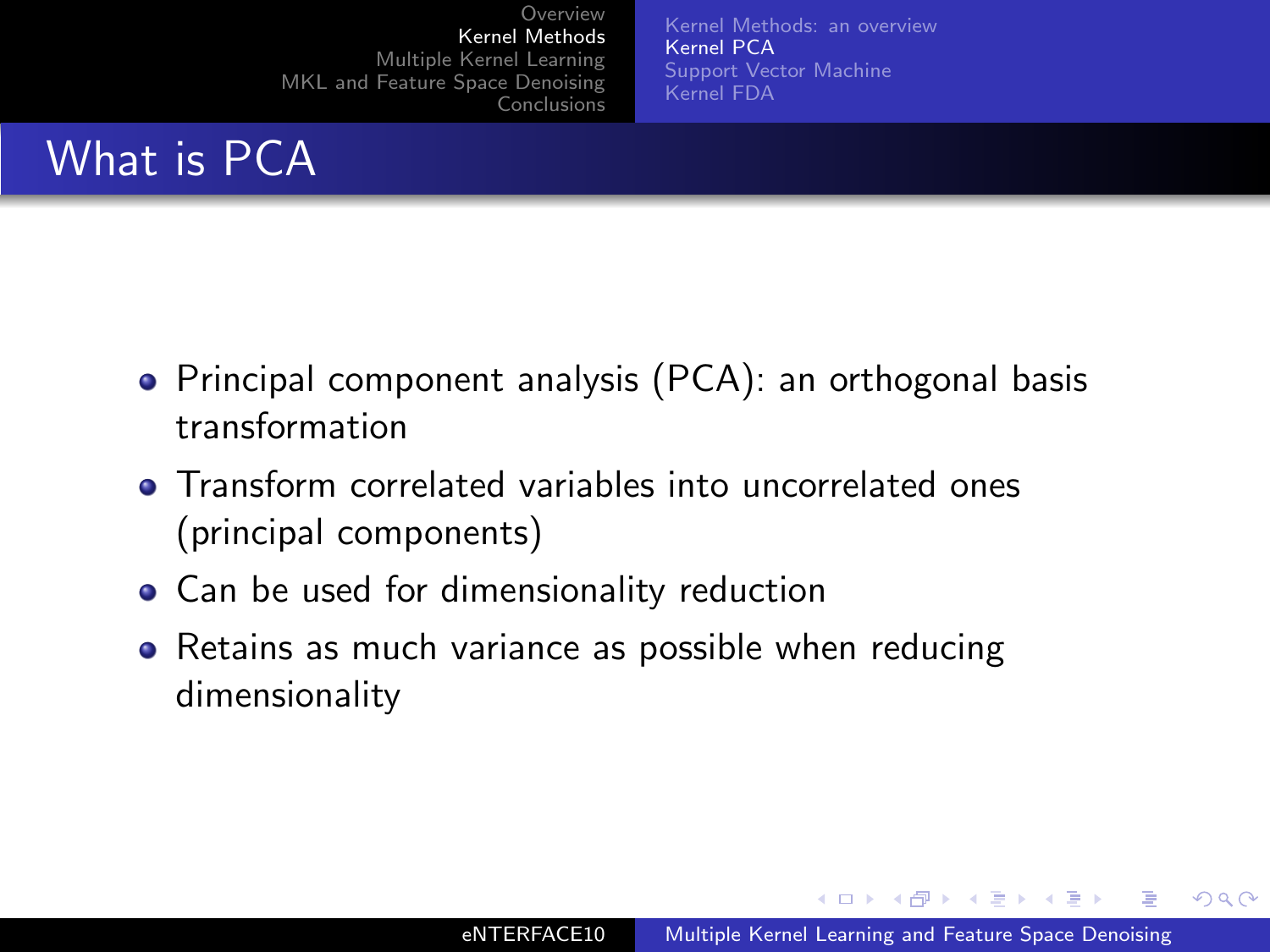# What is PCA

- Principal component analysis (PCA): an orthogonal basis transformation
- Transform correlated variables into uncorrelated ones (principal components)
- Can be used for dimensionality reduction
- Retains as much variance as possible when reducing dimensionality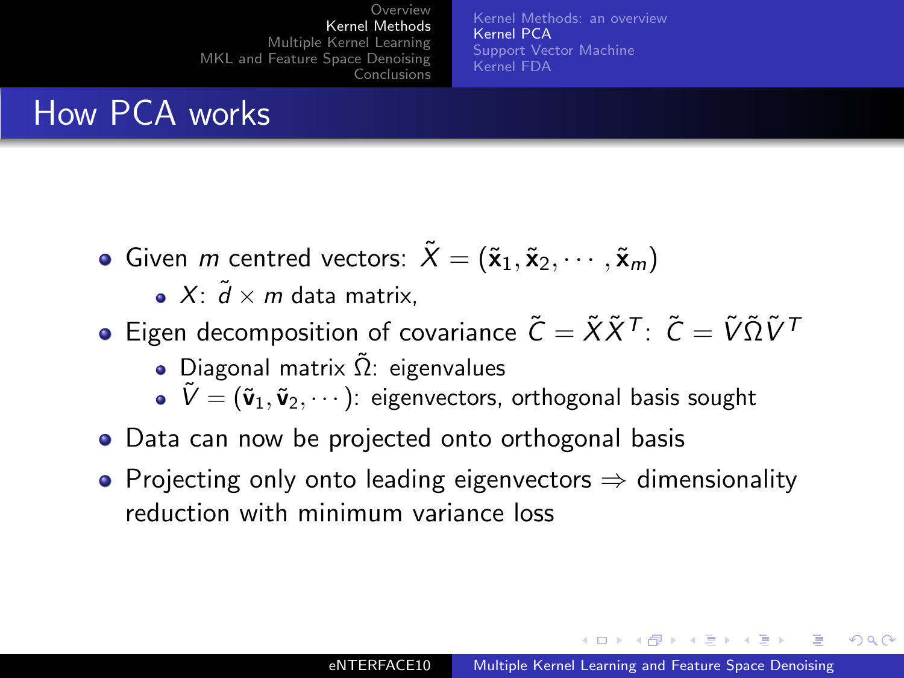# How PCA works

- Given $m$ centred vectors: $\tilde{X} = (\tilde{\mathbf{x}}_1, \tilde{\mathbf{x}}_2, \cdots, \tilde{\mathbf{x}}_m)$
  - $X$: $\tilde{d} \times m$ data matrix,
- Eigen decomposition of covariance $\tilde{C} = \tilde{X}\tilde{X}^T$: $\tilde{C} = \tilde{V}\tilde{\Omega}\tilde{V}^T$
  - Diagonal matrix $\tilde{\Omega}$: eigenvalues
  - $\tilde{V} = (\tilde{\mathbf{v}}_1, \tilde{\mathbf{v}}_2, \cdots)$: eigenvectors, orthogonal basis sought
- Data can now be projected onto orthogonal basis
- Projecting only onto leading eigenvectors $\Rightarrow$ dimensionality reduction with minimum variance loss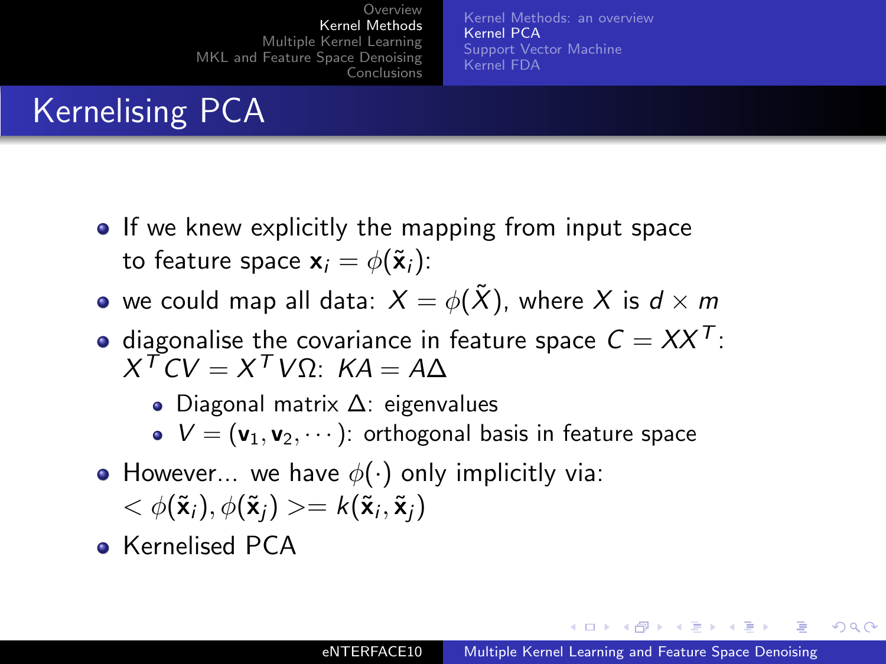# Kernelising PCA

- If we knew explicitly the mapping from input space to feature space $\mathbf{x}_i = \phi(\tilde{\mathbf{x}}_i)$:
- we could map all data: $X = \phi(\tilde{X})$, where $X$ is $d \times m$
- diagonalise the covariance in feature space $C = XX^T$: $X^T C V = X^T V \Omega$: $KA = A\Delta$
  - Diagonal matrix $\Delta$: eigenvalues
  - $V = (\mathbf{v}_1, \mathbf{v}_2, \cdots)$: orthogonal basis in feature space
- However... we have $\phi(\cdot)$ only implicitly via: $< \phi(\tilde{\mathbf{x}}_i), \phi(\tilde{\mathbf{x}}_j) >= k(\tilde{\mathbf{x}}_i, \tilde{\mathbf{x}}_j)$
- Kernelised PCA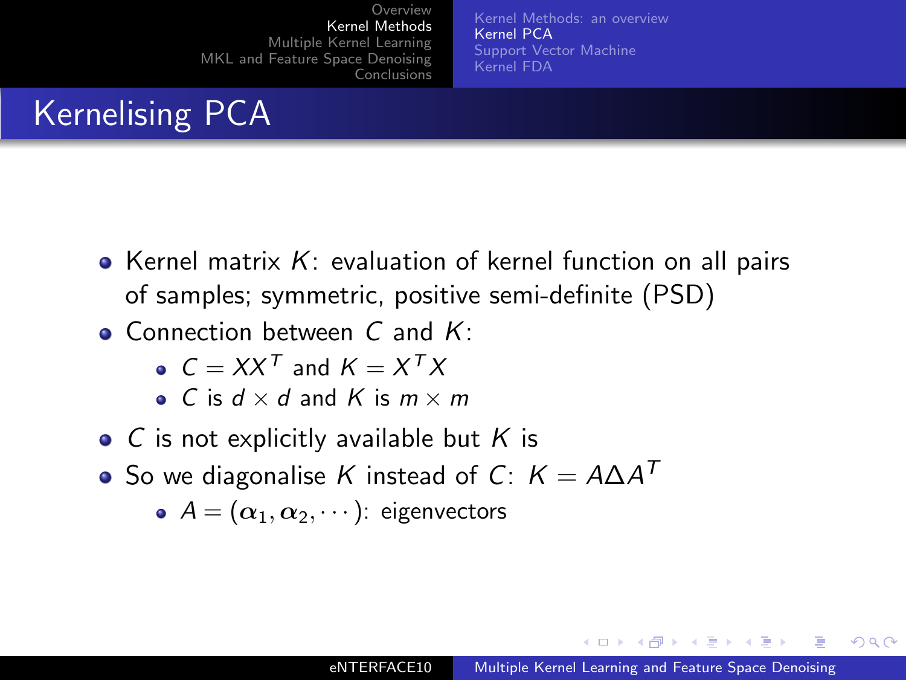# Kernelising PCA

- Kernel matrix $K$: evaluation of kernel function on all pairs of samples; symmetric, positive semi-definite (PSD)
- Connection between $C$ and $K$:
  - $C = XX^T$ and $K = X^T X$
  - $C$ is $d \times d$ and $K$ is $m \times m$
- $C$ is not explicitly available but $K$ is
- So we diagonalise $K$ instead of $C$: $K = A \Delta A^T$
  - $A = (\boldsymbol{\alpha}_1, \boldsymbol{\alpha}_2, \cdots)$: eigenvectors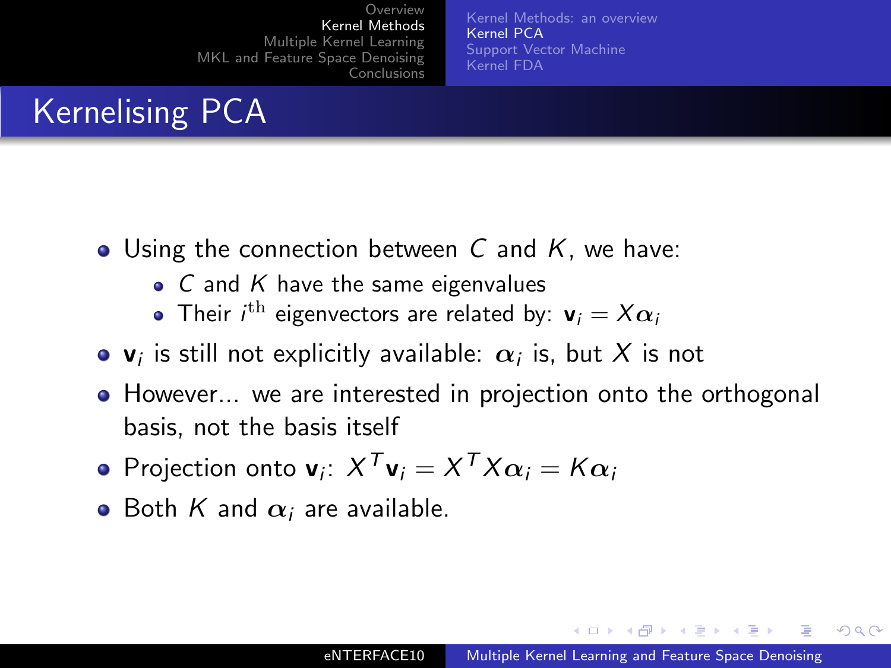# Kernelising PCA

- Using the connection between $C$ and $K$, we have:
  - $C$ and $K$ have the same eigenvalues
  - Their $i^{\text{th}}$ eigenvectors are related by: $\mathbf{v}_i = X\boldsymbol{\alpha}_i$
- $\mathbf{v}_i$ is still not explicitly available: $\boldsymbol{\alpha}_i$ is, but $X$ is not
- However... we are interested in projection onto the orthogonal basis, not the basis itself
- Projection onto $\mathbf{v}_i$: $X^T\mathbf{v}_i = X^T X\boldsymbol{\alpha}_i = K\boldsymbol{\alpha}_i$
- Both $K$ and $\boldsymbol{\alpha}_i$ are available.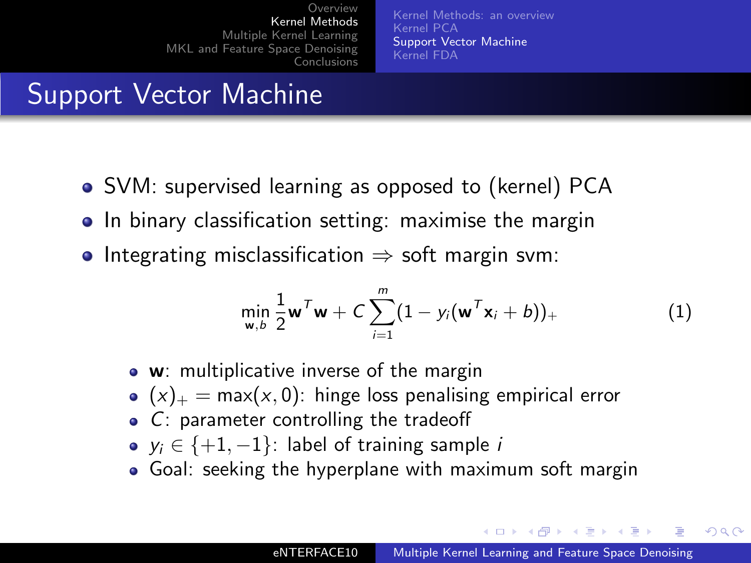# Support Vector Machine

- SVM: supervised learning as opposed to (kernel) PCA
- In binary classification setting: maximise the margin
- Integrating misclassification ⇒ soft margin svm:

$$\min_{\mathbf{w},b} \frac{1}{2}\mathbf{w}^T\mathbf{w} + C\sum_{i=1}^{m}(1 - y_i(\mathbf{w}^T\mathbf{x}_i + b))_+ \tag{1}$$

  - $\mathbf{w}$: multiplicative inverse of the margin
  - $(x)_+ = \max(x, 0)$: hinge loss penalising empirical error
  - $C$: parameter controlling the tradeoff
  - $y_i \in \{+1, -1\}$: label of training sample $i$
  - Goal: seeking the hyperplane with maximum soft margin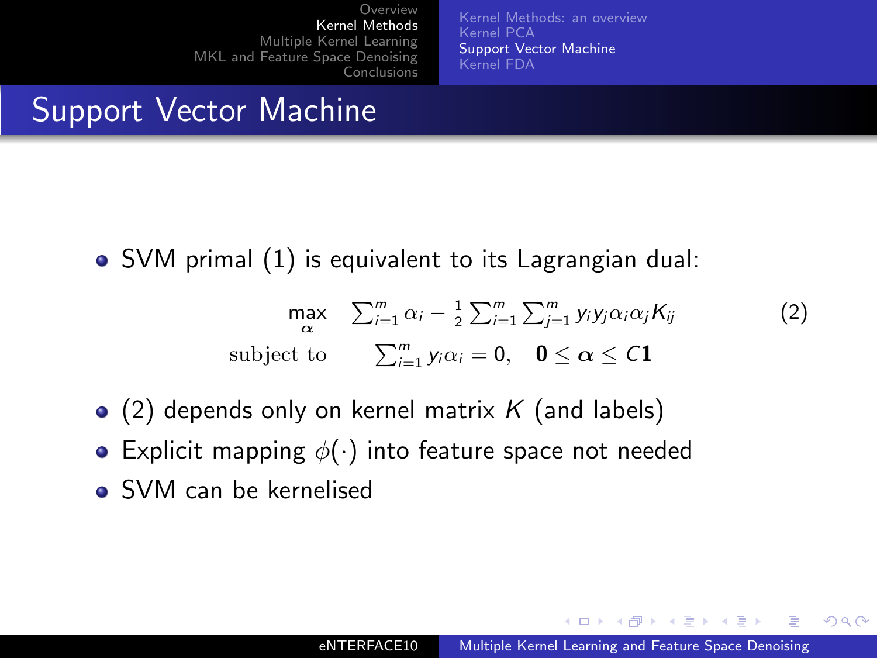# Support Vector Machine

- SVM primal (1) is equivalent to its Lagrangian dual:

$$
\begin{aligned}
\max_{\boldsymbol{\alpha}} \quad & \sum_{i=1}^{m} \alpha_i - \frac{1}{2} \sum_{i=1}^{m} \sum_{j=1}^{m} y_i y_j \alpha_i \alpha_j K_{ij} \\
\text{subject to} \quad & \sum_{i=1}^{m} y_i \alpha_i = 0, \quad \mathbf{0} \leq \boldsymbol{\alpha} \leq C\mathbf{1}
\end{aligned}
\tag{2}
$$

- (2) depends only on kernel matrix $K$ (and labels)
- Explicit mapping $\phi(\cdot)$ into feature space not needed
- SVM can be kernelised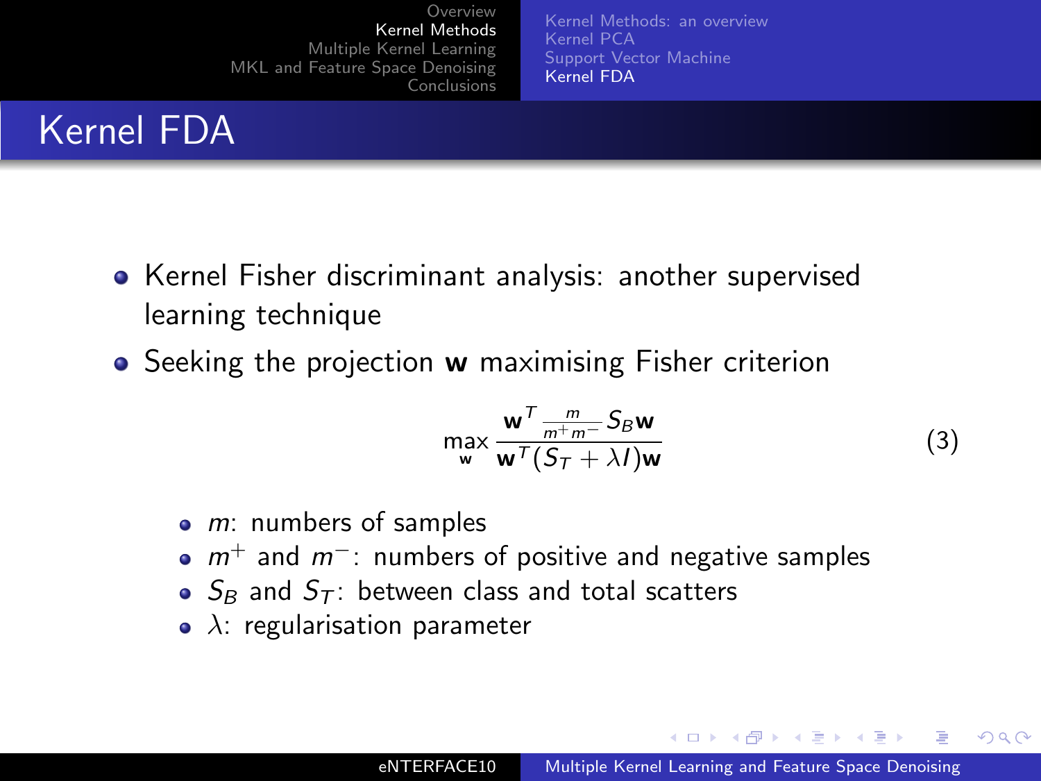# Kernel FDA

- Kernel Fisher discriminant analysis: another supervised learning technique
- Seeking the projection $\mathbf{w}$ maximising Fisher criterion

$$\max_{\mathbf{w}} \frac{\mathbf{w}^T \frac{m}{m^+ m^-} S_B \mathbf{w}}{\mathbf{w}^T (S_T + \lambda I) \mathbf{w}} \tag{3}$$

  - $m$: numbers of samples
  - $m^+$ and $m^-$: numbers of positive and negative samples
  - $S_B$ and $S_T$: between class and total scatters
  - $\lambda$: regularisation parameter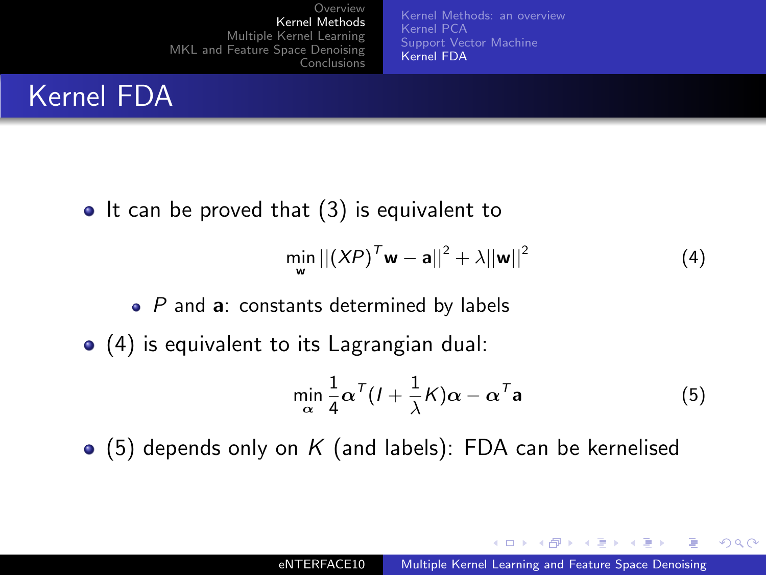# Kernel FDA

- It can be proved that (3) is equivalent to

$$\min_{\mathbf{w}} ||(XP)^T\mathbf{w} - \mathbf{a}||^2 + \lambda||\mathbf{w}||^2 \tag{4}$$

  - $P$ and $\mathbf{a}$: constants determined by labels

- (4) is equivalent to its Lagrangian dual:

$$\min_{\boldsymbol{\alpha}} \frac{1}{4}\boldsymbol{\alpha}^T(I + \frac{1}{\lambda}K)\boldsymbol{\alpha} - \boldsymbol{\alpha}^T\mathbf{a} \tag{5}$$

- (5) depends only on $K$ (and labels): FDA can be kernelised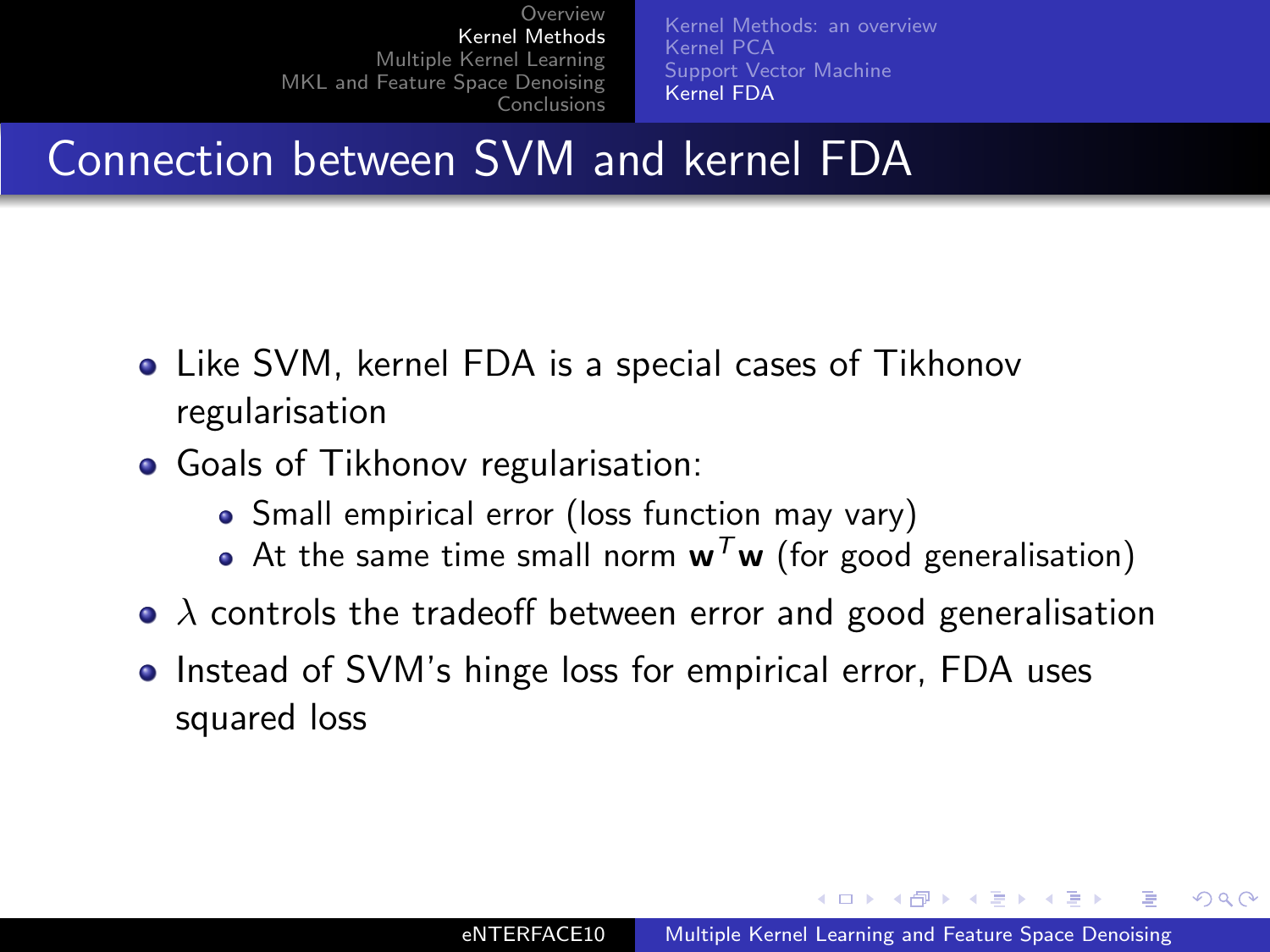# Connection between SVM and kernel FDA

- Like SVM, kernel FDA is a special cases of Tikhonov regularisation
- Goals of Tikhonov regularisation:
  - Small empirical error (loss function may vary)
  - At the same time small norm $\mathbf{w}^T\mathbf{w}$ (for good generalisation)
- $\lambda$ controls the tradeoff between error and good generalisation
- Instead of SVM's hinge loss for empirical error, FDA uses squared loss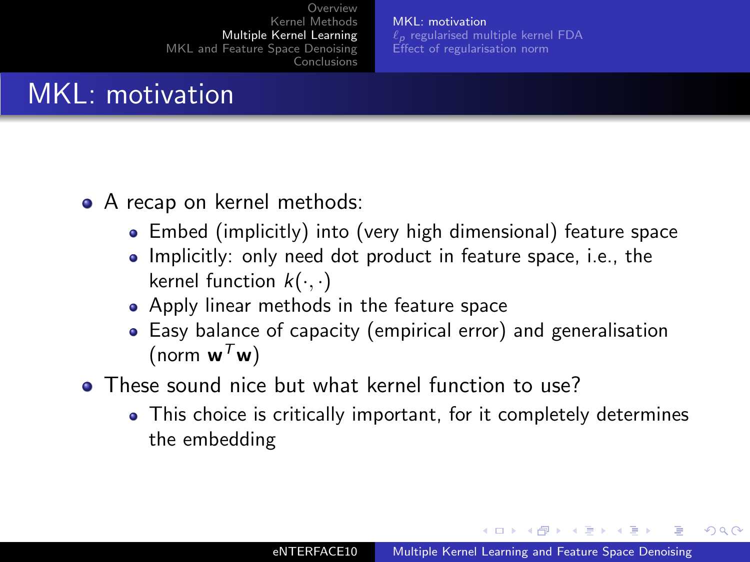# MKL: motivation

- A recap on kernel methods:
  - Embed (implicitly) into (very high dimensional) feature space
  - Implicitly: only need dot product in feature space, i.e., the kernel function $k(\cdot, \cdot)$
  - Apply linear methods in the feature space
  - Easy balance of capacity (empirical error) and generalisation (norm $\mathbf{w}^T\mathbf{w}$)
- These sound nice but what kernel function to use?
  - This choice is critically important, for it completely determines the embedding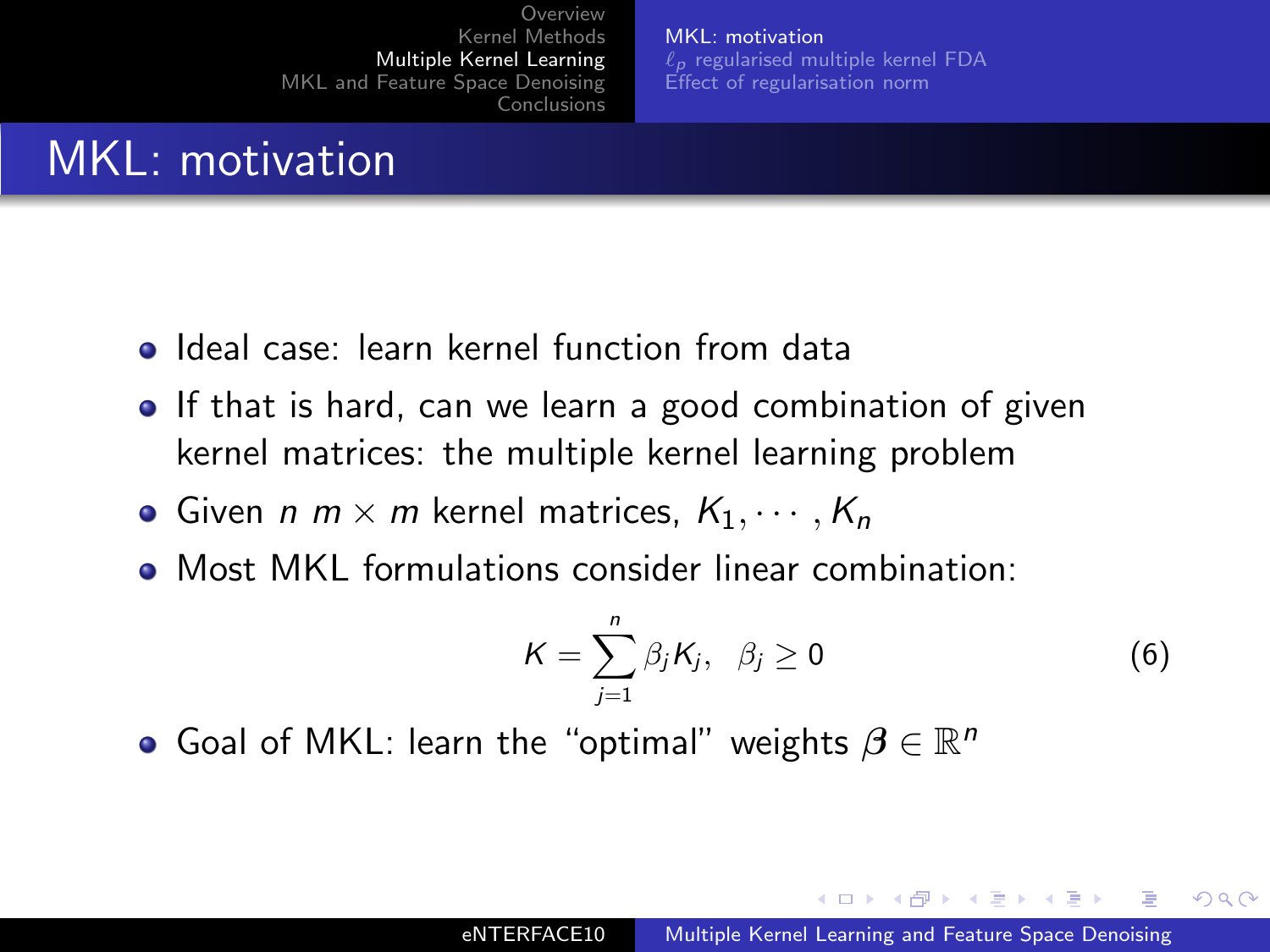# MKL: motivation

- Ideal case: learn kernel function from data
- If that is hard, can we learn a good combination of given kernel matrices: the multiple kernel learning problem
- Given $n$ $m \times m$ kernel matrices, $K_1, \cdots, K_n$
- Most MKL formulations consider linear combination:

$$K = \sum_{j=1}^{n} \beta_j K_j, \quad \beta_j \geq 0 \tag{6}$$

- Goal of MKL: learn the "optimal" weights $\boldsymbol{\beta} \in \mathbb{R}^n$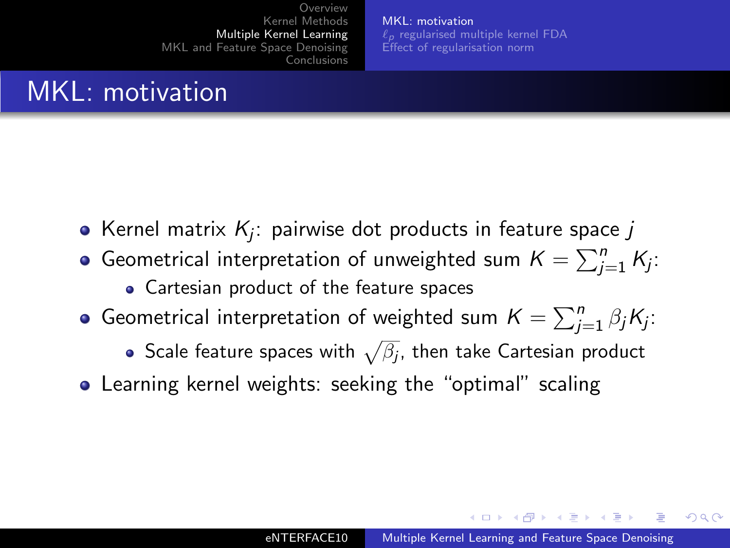# MKL: motivation

- Kernel matrix $K_j$: pairwise dot products in feature space $j$
- Geometrical interpretation of unweighted sum $K = \sum_{j=1}^{n} K_j$:
  - Cartesian product of the feature spaces
- Geometrical interpretation of weighted sum $K = \sum_{j=1}^{n} \beta_j K_j$:
  - Scale feature spaces with $\sqrt{\beta_j}$, then take Cartesian product
- Learning kernel weights: seeking the "optimal" scaling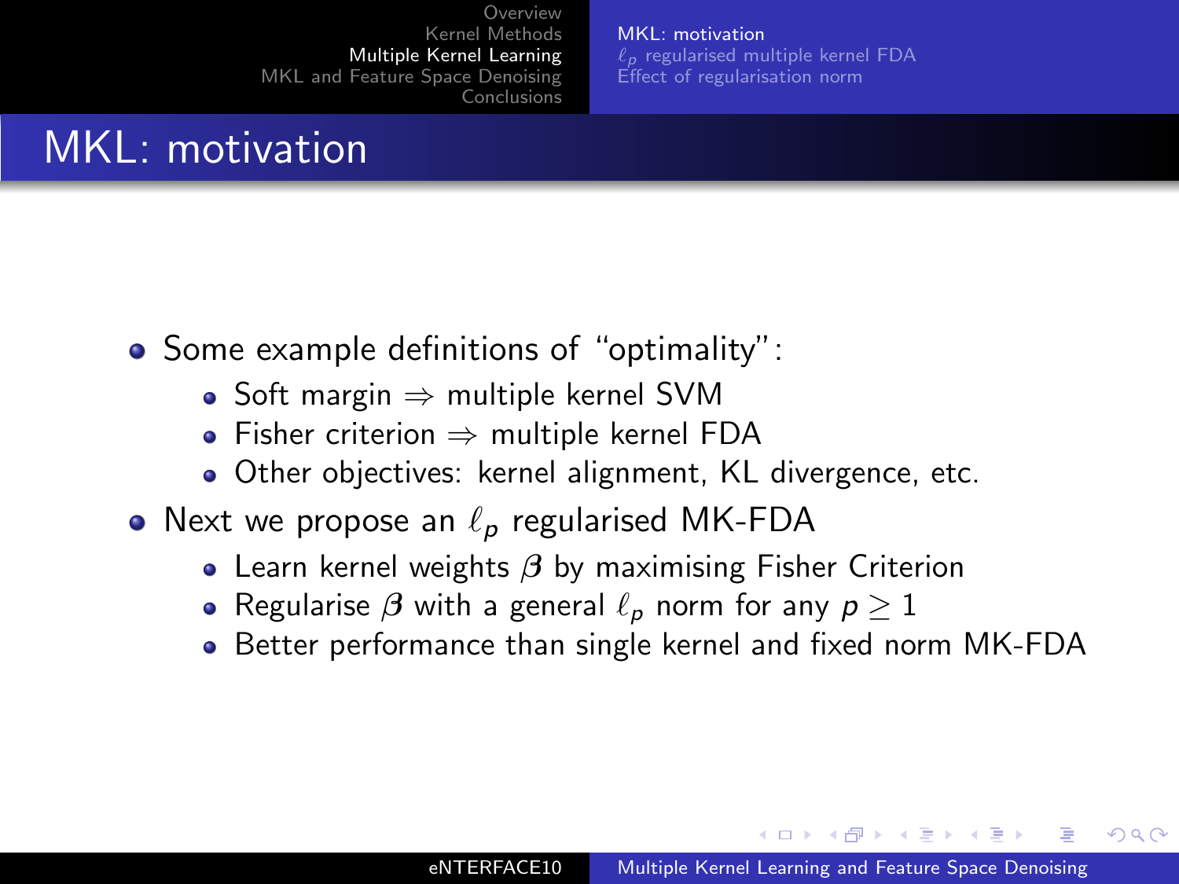# MKL: motivation

- Some example definitions of "optimality":
  - Soft margin $\Rightarrow$ multiple kernel SVM
  - Fisher criterion $\Rightarrow$ multiple kernel FDA
  - Other objectives: kernel alignment, KL divergence, etc.
- Next we propose an $\ell_p$ regularised MK-FDA
  - Learn kernel weights $\boldsymbol{\beta}$ by maximising Fisher Criterion
  - Regularise $\boldsymbol{\beta}$ with a general $\ell_p$ norm for any $p \geq 1$
  - Better performance than single kernel and fixed norm MK-FDA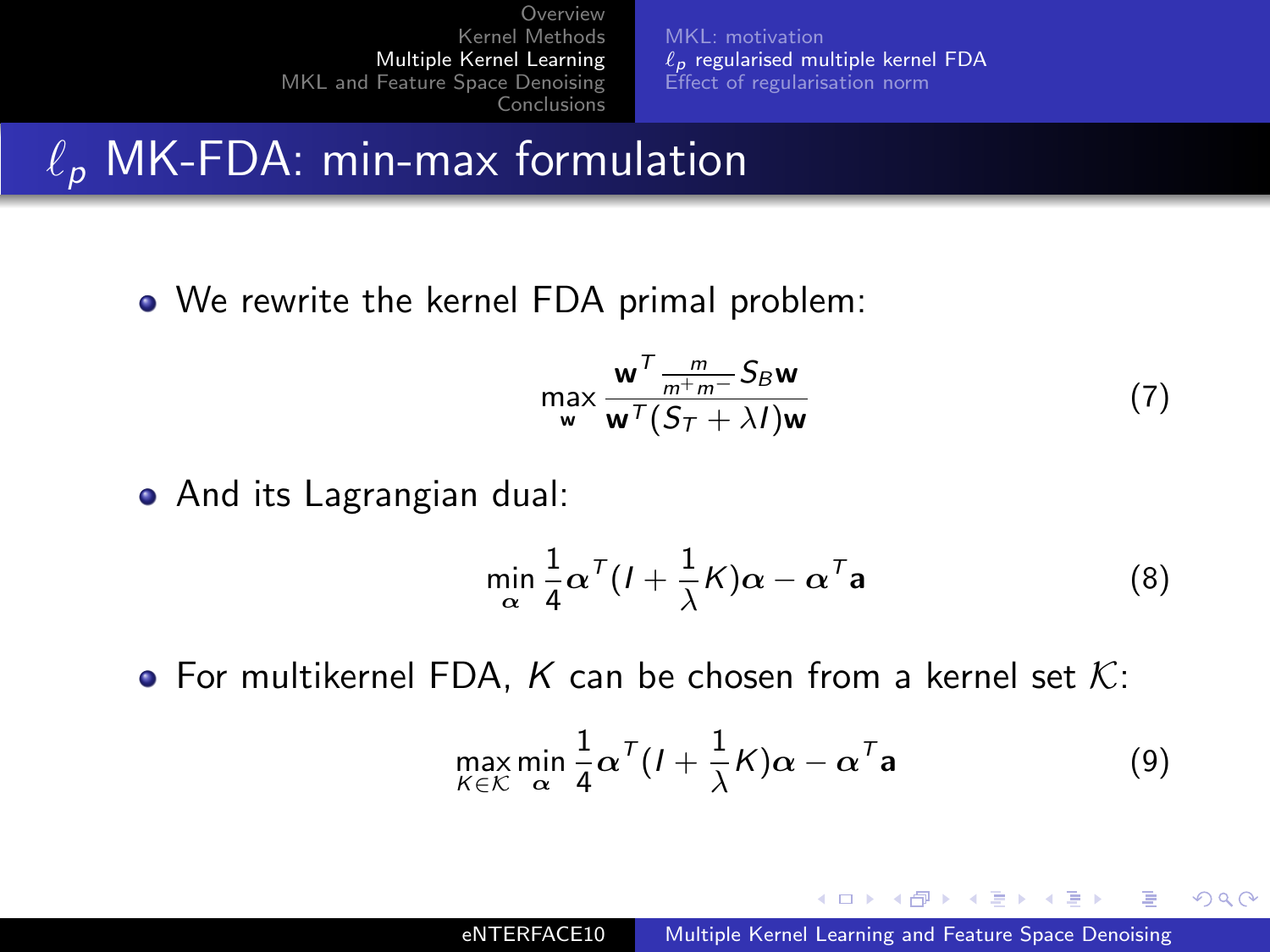# $\ell_p$ MK-FDA: min-max formulation

- We rewrite the kernel FDA primal problem:

$$\max_{\mathbf{w}} \frac{\mathbf{w}^T \frac{m}{m^+ m^-} S_B \mathbf{w}}{\mathbf{w}^T (S_T + \lambda I) \mathbf{w}} \tag{7}$$

- And its Lagrangian dual:

$$\min_{\boldsymbol{\alpha}} \frac{1}{4} \boldsymbol{\alpha}^T (I + \frac{1}{\lambda} K) \boldsymbol{\alpha} - \boldsymbol{\alpha}^T \mathbf{a} \tag{8}$$

- For multikernel FDA, $K$ can be chosen from a kernel set $\mathcal{K}$:

$$\max_{K \in \mathcal{K}} \min_{\boldsymbol{\alpha}} \frac{1}{4} \boldsymbol{\alpha}^T (I + \frac{1}{\lambda} K) \boldsymbol{\alpha} - \boldsymbol{\alpha}^T \mathbf{a} \tag{9}$$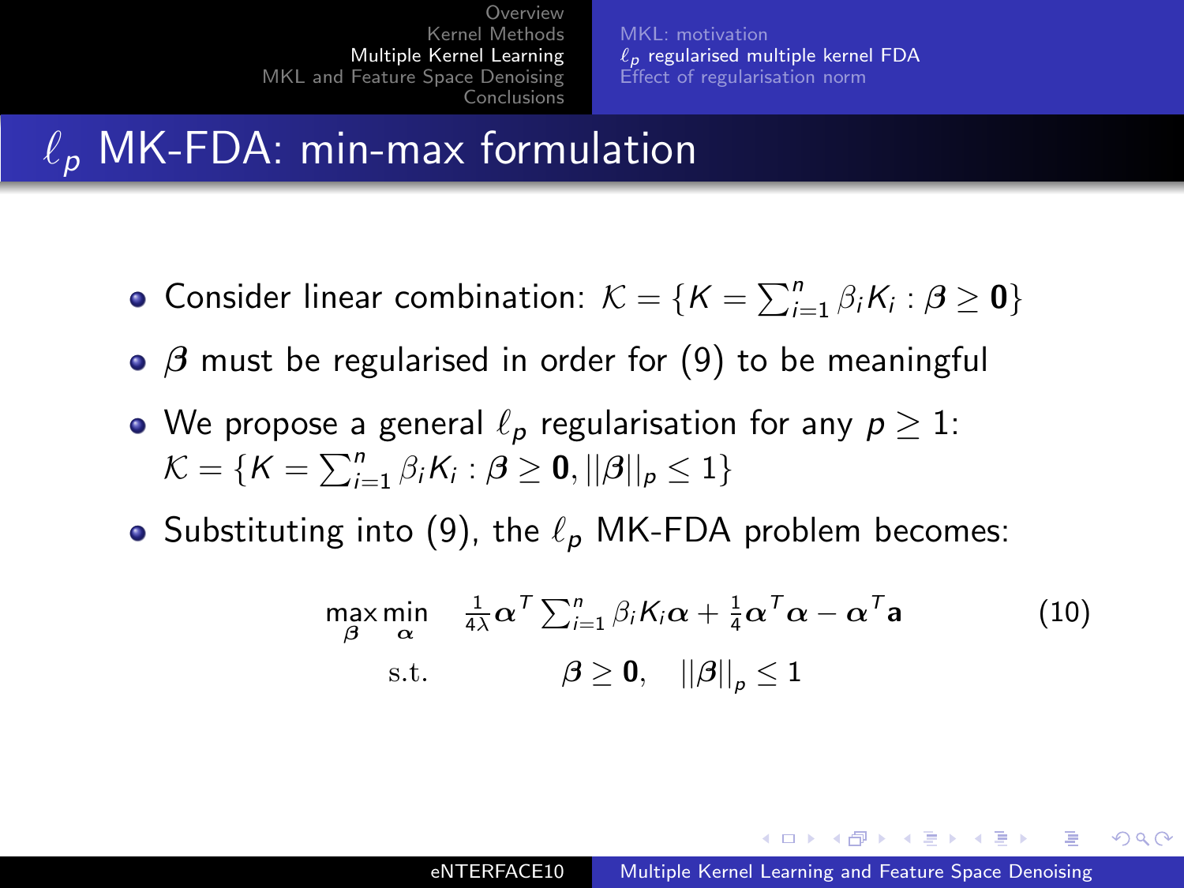# $\ell_p$ MK-FDA: min-max formulation

- Consider linear combination: $\mathcal{K} = \{K = \sum_{i=1}^{n} \beta_i K_i : \boldsymbol{\beta} \geq \mathbf{0}\}$
- $\boldsymbol{\beta}$ must be regularised in order for (9) to be meaningful
- We propose a general $\ell_p$ regularisation for any $p \geq 1$: $\mathcal{K} = \{K = \sum_{i=1}^{n} \beta_i K_i : \boldsymbol{\beta} \geq \mathbf{0}, ||\boldsymbol{\beta}||_p \leq 1\}$
- Substituting into (9), the $\ell_p$ MK-FDA problem becomes:

$$
\begin{aligned}
\max_{\boldsymbol{\beta}} \min_{\boldsymbol{\alpha}} \quad & \frac{1}{4\lambda} \boldsymbol{\alpha}^T \sum_{i=1}^{n} \beta_i K_i \boldsymbol{\alpha} + \frac{1}{4} \boldsymbol{\alpha}^T \boldsymbol{\alpha} - \boldsymbol{\alpha}^T \mathbf{a} \\
\text{s.t.} \quad & \boldsymbol{\beta} \geq \mathbf{0}, \quad ||\boldsymbol{\beta}||_p \leq 1
\end{aligned}
\tag{10}
$$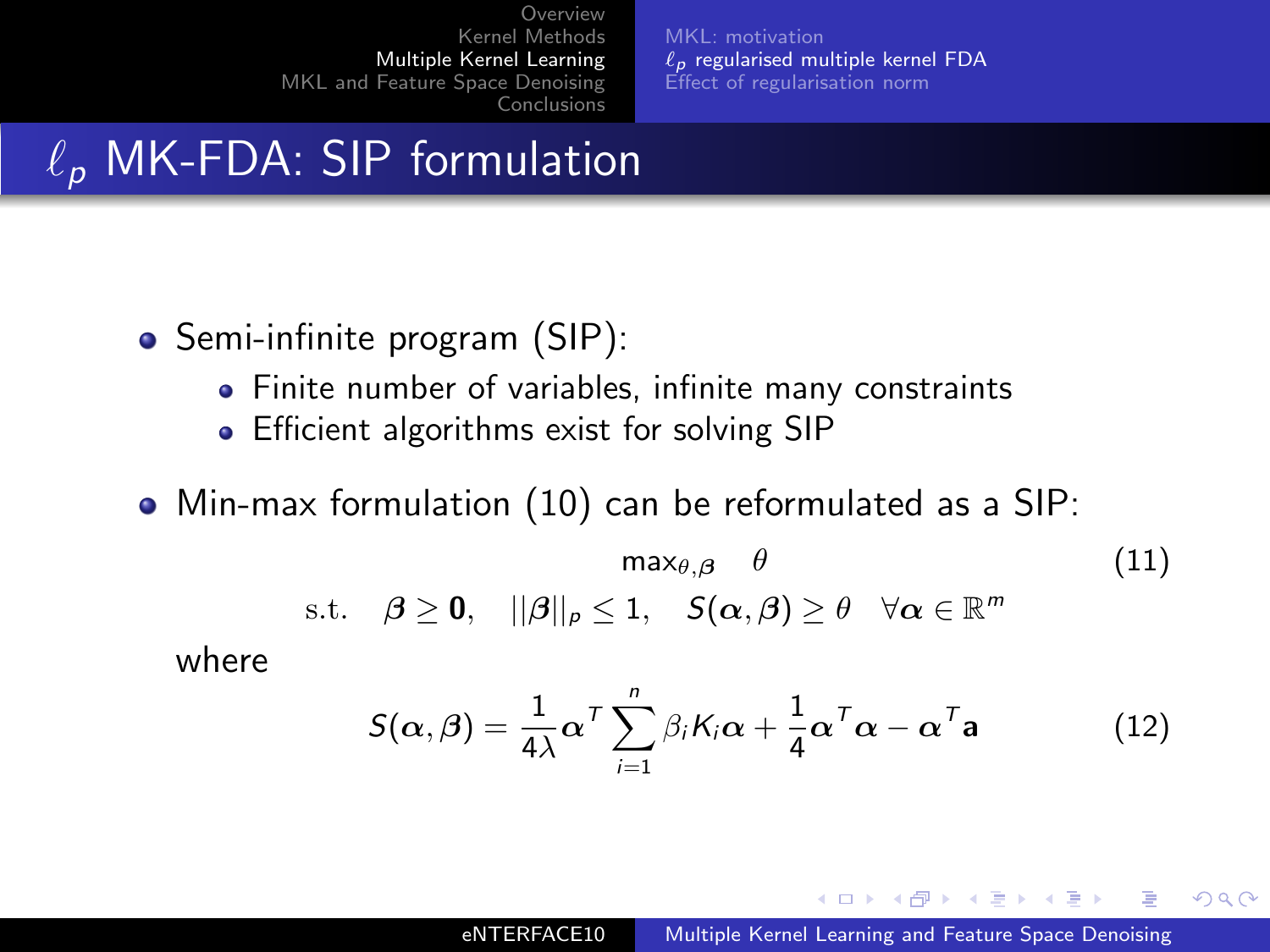# $\ell_p$ MK-FDA: SIP formulation

- Semi-infinite program (SIP):
  - Finite number of variables, infinite many constraints
  - Efficient algorithms exist for solving SIP
- Min-max formulation (10) can be reformulated as a SIP:

$$\max_{\theta,\boldsymbol{\beta}} \quad \theta \tag{11}$$

$$\text{s.t.} \quad \boldsymbol{\beta} \geq \mathbf{0}, \quad ||\boldsymbol{\beta}||_p \leq 1, \quad S(\boldsymbol{\alpha}, \boldsymbol{\beta}) \geq \theta \quad \forall \boldsymbol{\alpha} \in \mathbb{R}^m$$

where

$$S(\boldsymbol{\alpha}, \boldsymbol{\beta}) = \frac{1}{4\lambda} \boldsymbol{\alpha}^T \sum_{i=1}^{n} \beta_i K_i \boldsymbol{\alpha} + \frac{1}{4} \boldsymbol{\alpha}^T \boldsymbol{\alpha} - \boldsymbol{\alpha}^T \mathbf{a} \tag{12}$$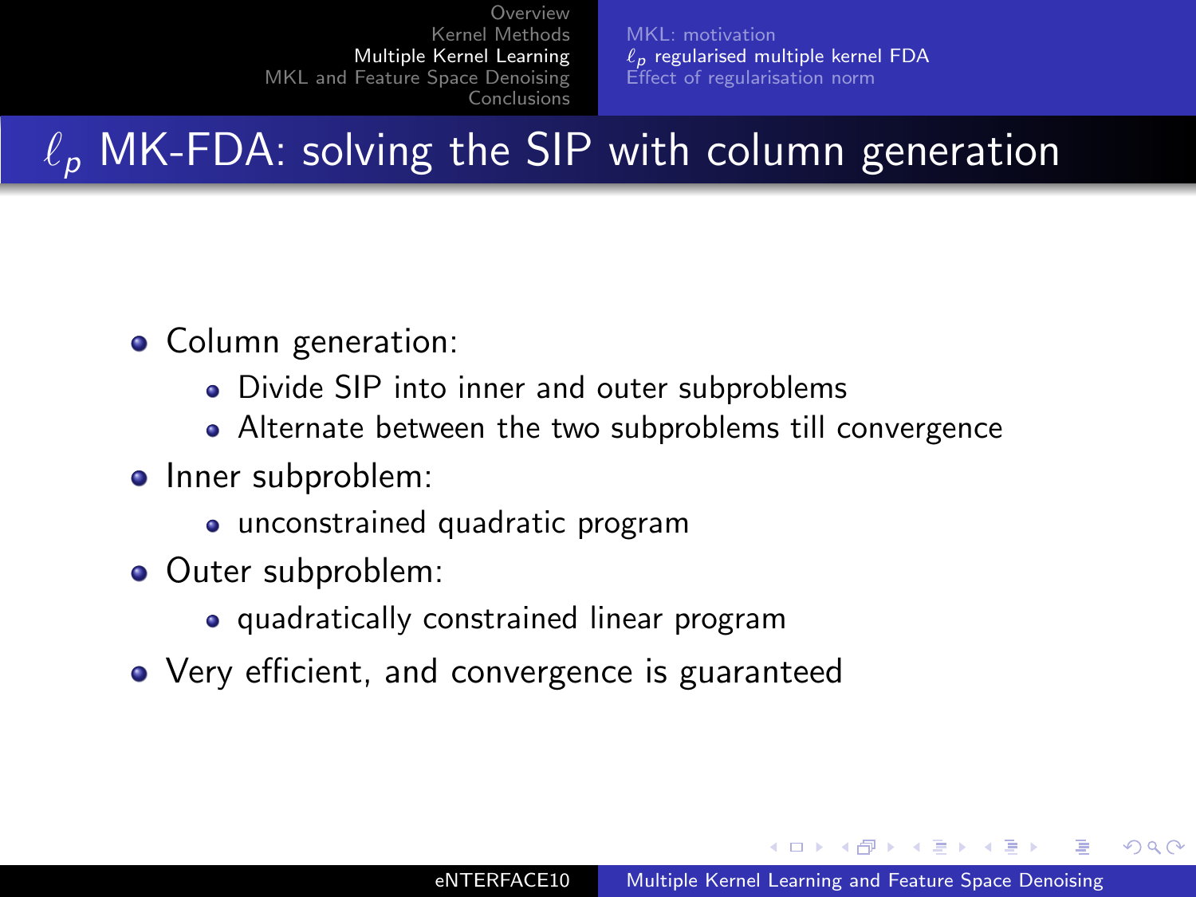# $\ell_p$ MK-FDA: solving the SIP with column generation

- Column generation:
  - Divide SIP into inner and outer subproblems
  - Alternate between the two subproblems till convergence
- Inner subproblem:
  - unconstrained quadratic program
- Outer subproblem:
  - quadratically constrained linear program
- Very efficient, and convergence is guaranteed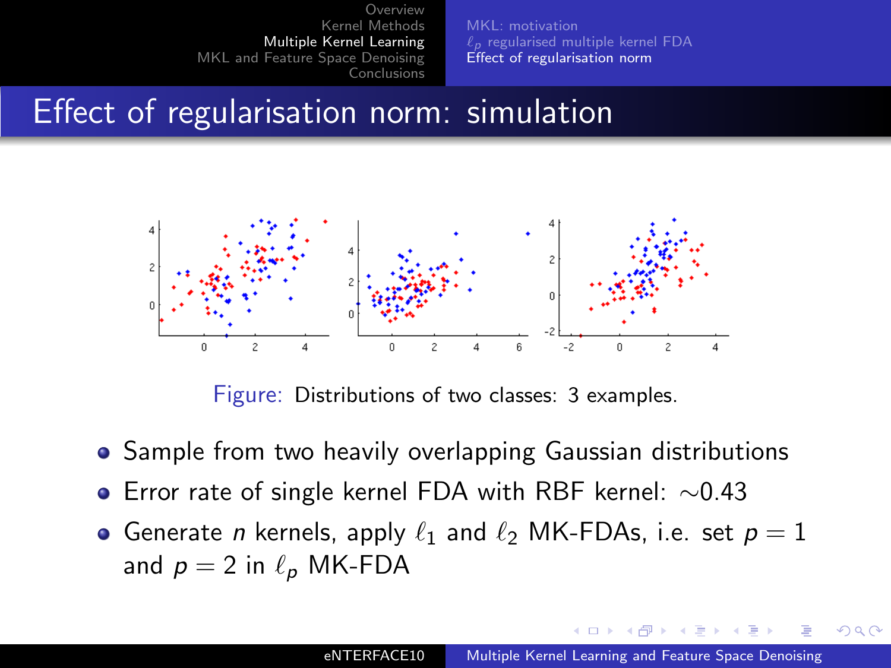# Effect of regularisation norm: simulation

Figure: Distributions of two classes: 3 examples.

- Sample from two heavily overlapping Gaussian distributions
- Error rate of single kernel FDA with RBF kernel: $\sim$0.43
- Generate $n$ kernels, apply $\ell_1$ and $\ell_2$ MK-FDAs, i.e. set $p = 1$ and $p = 2$ in $\ell_p$ MK-FDA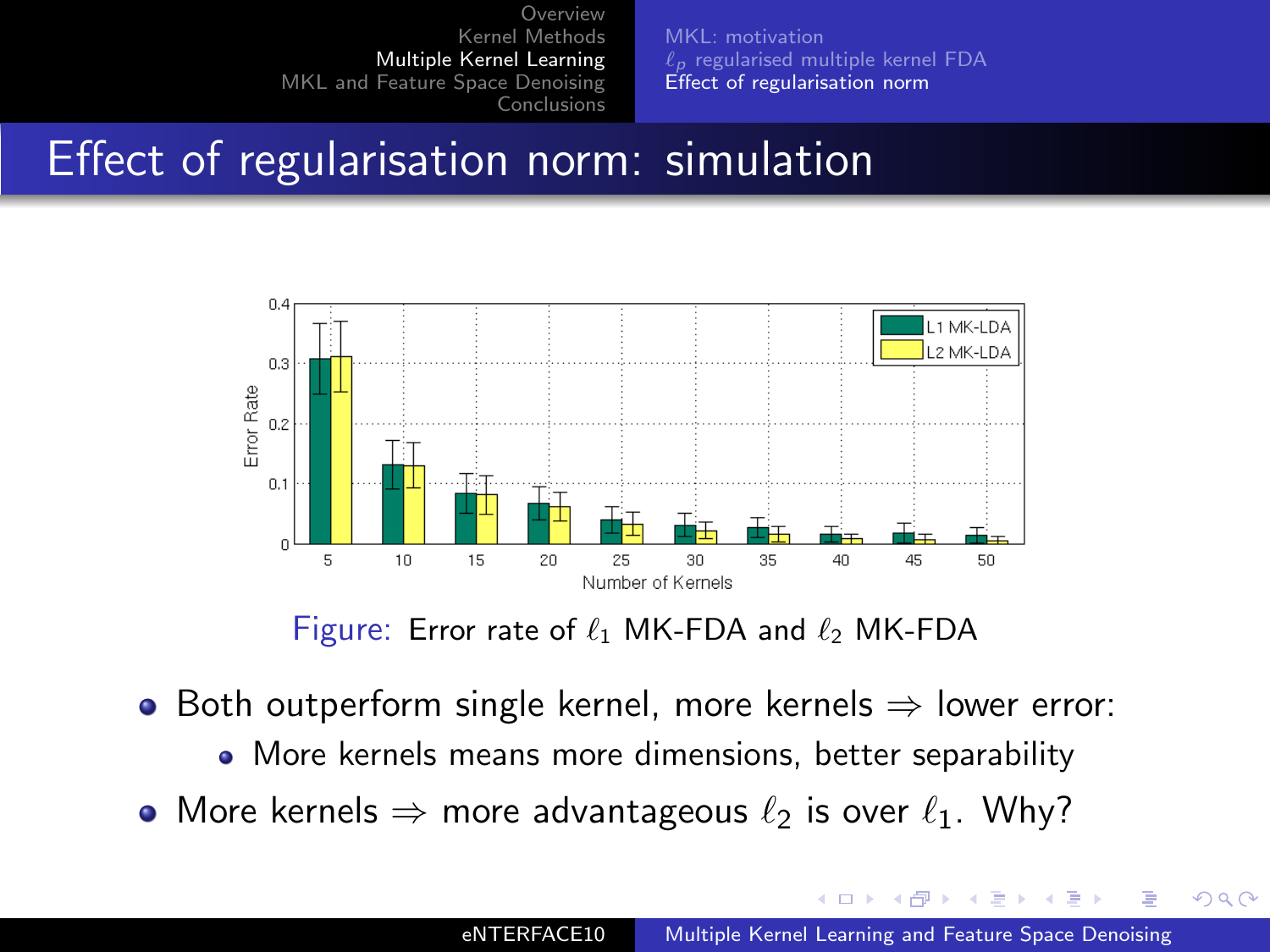# Effect of regularisation norm: simulation

Figure: Error rate of $\ell_1$ MK-FDA and $\ell_2$ MK-FDA

- Both outperform single kernel, more kernels $\Rightarrow$ lower error:
  - More kernels means more dimensions, better separability
- More kernels $\Rightarrow$ more advantageous $\ell_2$ is over $\ell_1$. Why?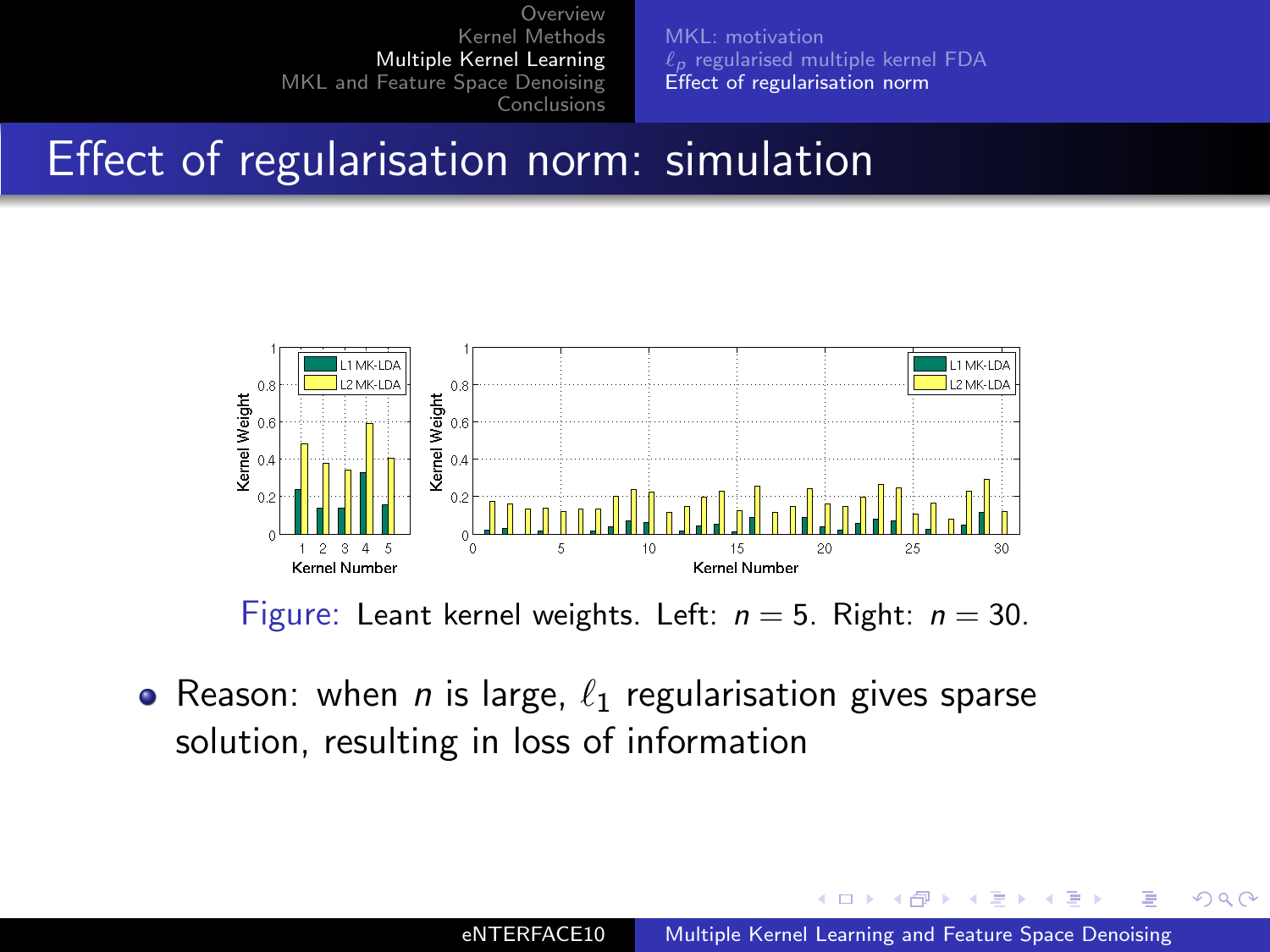# Effect of regularisation norm: simulation

Figure: Leant kernel weights. Left: $n = 5$. Right: $n = 30$.

- Reason: when $n$ is large, $\ell_1$ regularisation gives sparse solution, resulting in loss of information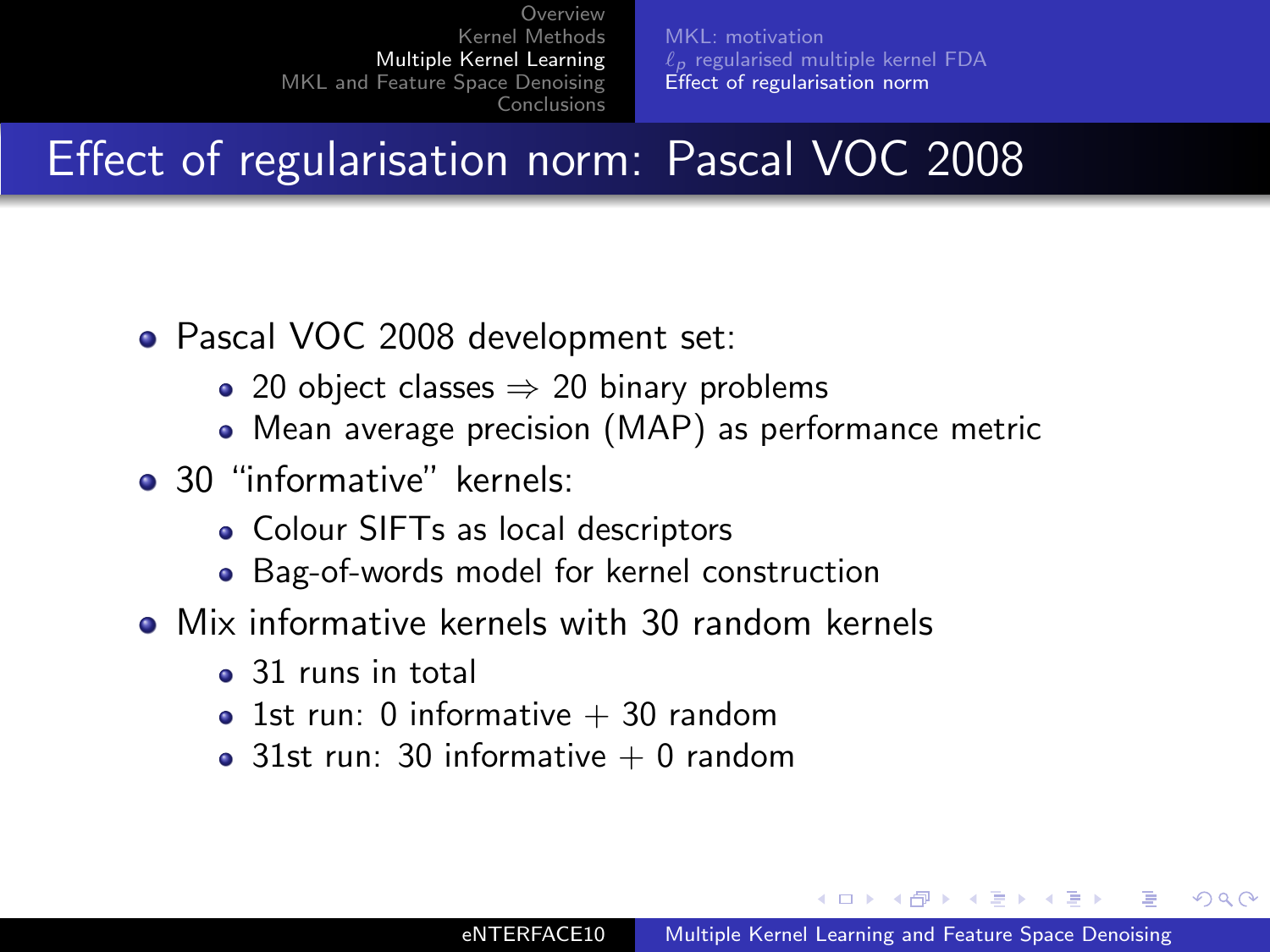# Effect of regularisation norm: Pascal VOC 2008

- Pascal VOC 2008 development set:
  - 20 object classes $\Rightarrow$ 20 binary problems
  - Mean average precision (MAP) as performance metric
- 30 “informative” kernels:
  - Colour SIFTs as local descriptors
  - Bag-of-words model for kernel construction
- Mix informative kernels with 30 random kernels
  - 31 runs in total
  - 1st run: 0 informative + 30 random
  - 31st run: 30 informative + 0 random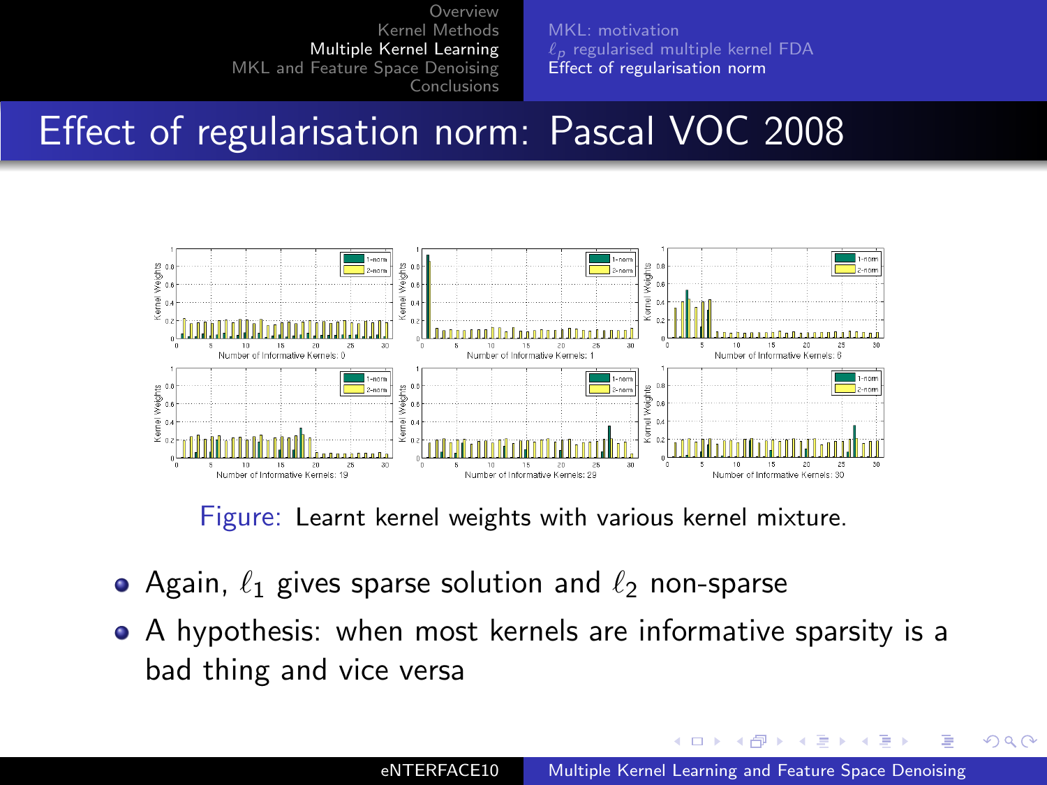# Effect of regularisation norm: Pascal VOC 2008

Figure: Learnt kernel weights with various kernel mixture.

- Again, $\ell_1$ gives sparse solution and $\ell_2$ non-sparse
- A hypothesis: when most kernels are informative sparsity is a bad thing and vice versa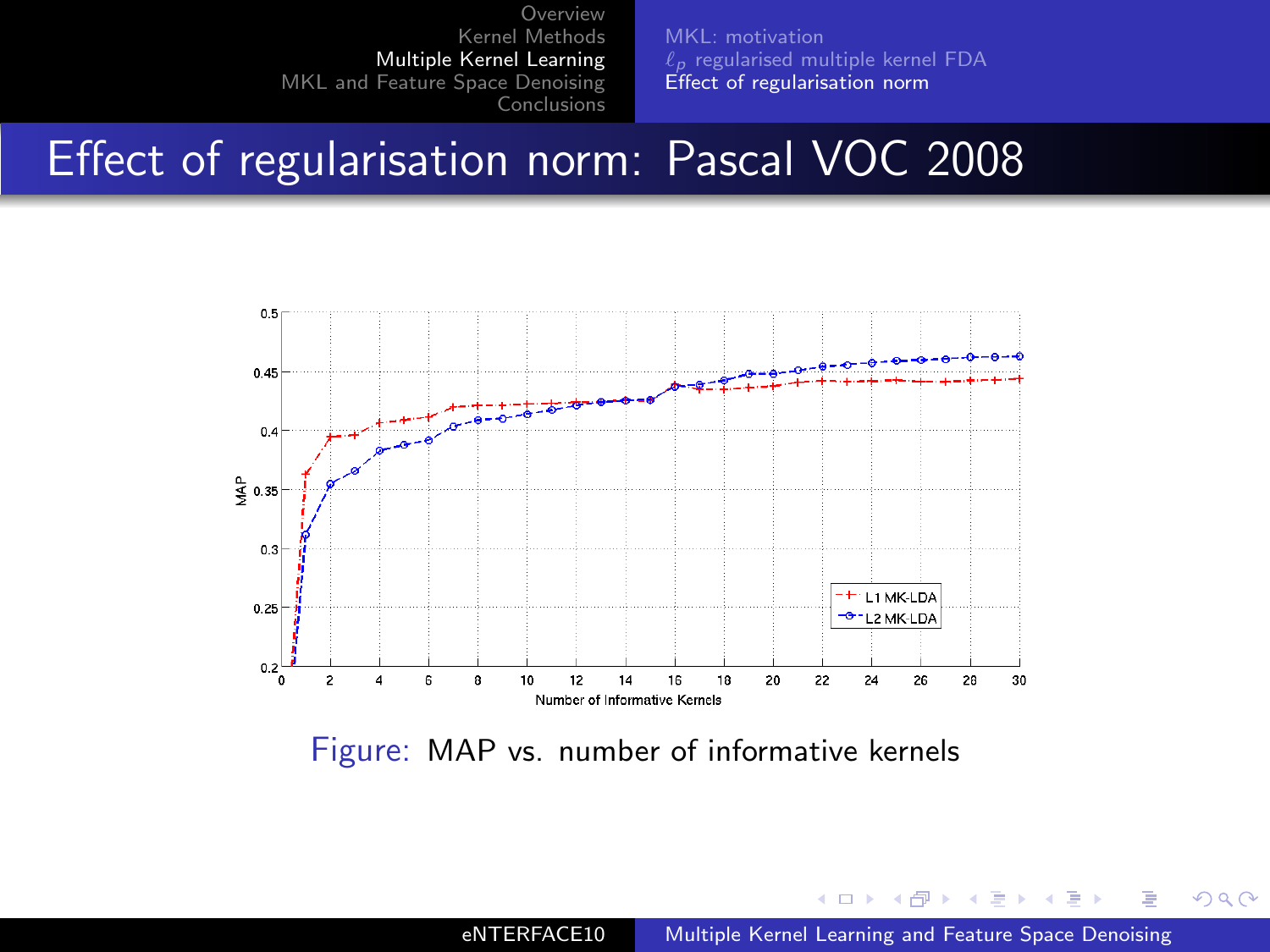# Effect of regularisation norm: Pascal VOC 2008

Figure: MAP vs. number of informative kernels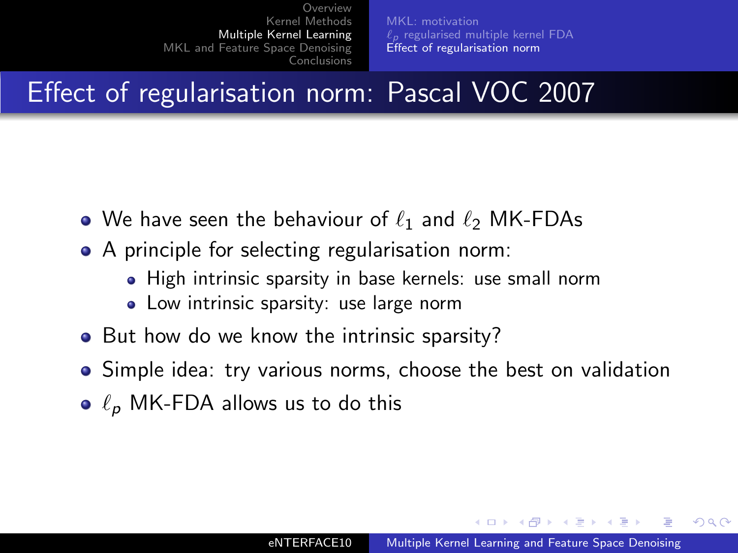# Effect of regularisation norm: Pascal VOC 2007

- We have seen the behaviour of $\ell_1$ and $\ell_2$ MK-FDAs
- A principle for selecting regularisation norm:
  - High intrinsic sparsity in base kernels: use small norm
  - Low intrinsic sparsity: use large norm
- But how do we know the intrinsic sparsity?
- Simple idea: try various norms, choose the best on validation
- $\ell_p$ MK-FDA allows us to do this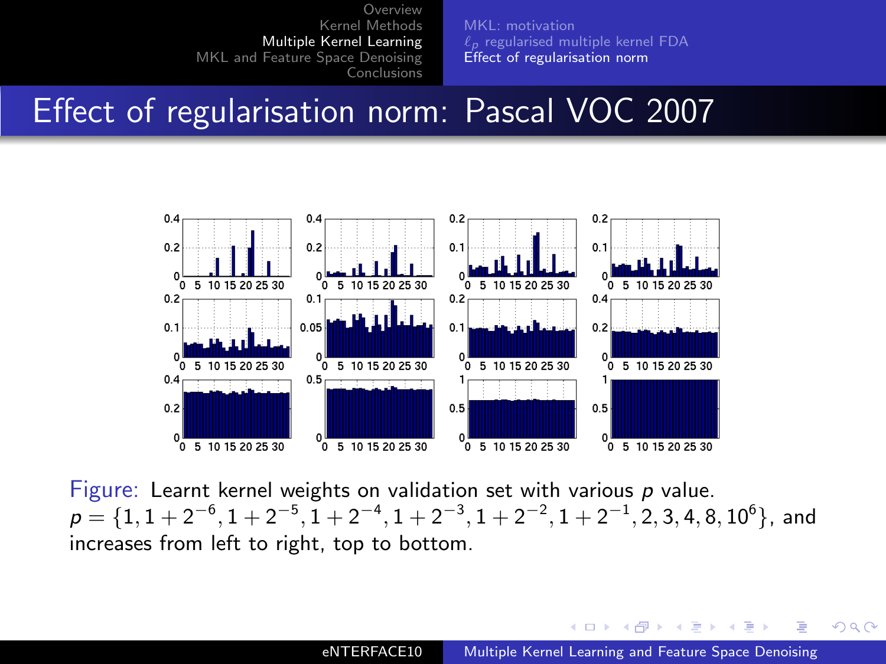# Effect of regularisation norm: Pascal VOC 2007

Figure: Learnt kernel weights on validation set with various $p$ value. $p = \{1, 1 + 2^{-6}, 1 + 2^{-5}, 1 + 2^{-4}, 1 + 2^{-3}, 1 + 2^{-2}, 1 + 2^{-1}, 2, 3, 4, 8, 10^6\}$, and increases from left to right, top to bottom.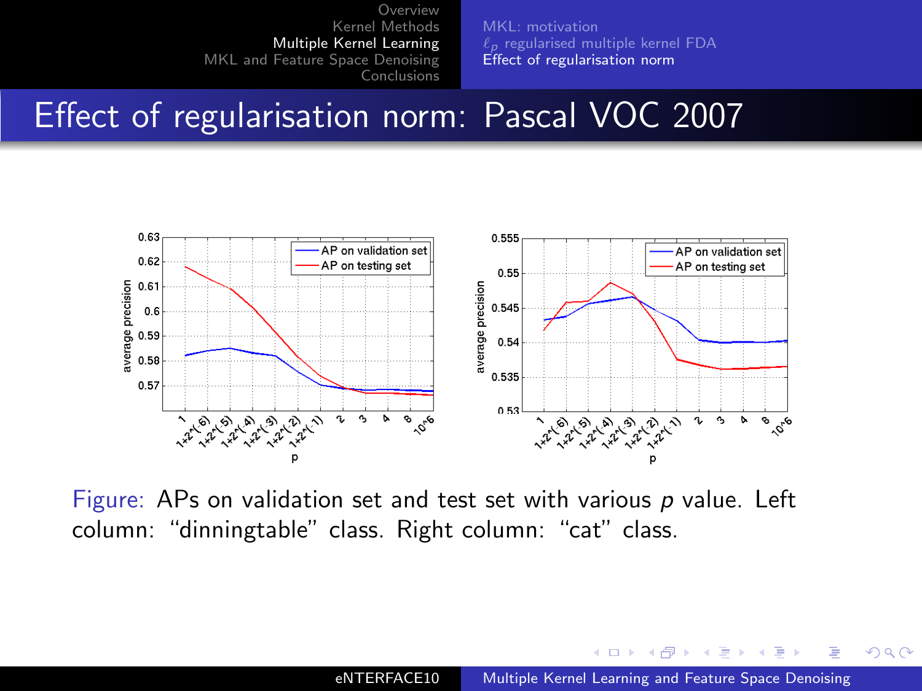# Effect of regularisation norm: Pascal VOC 2007

Figure: APs on validation set and test set with various $p$ value. Left column: "dinningtable" class. Right column: "cat" class.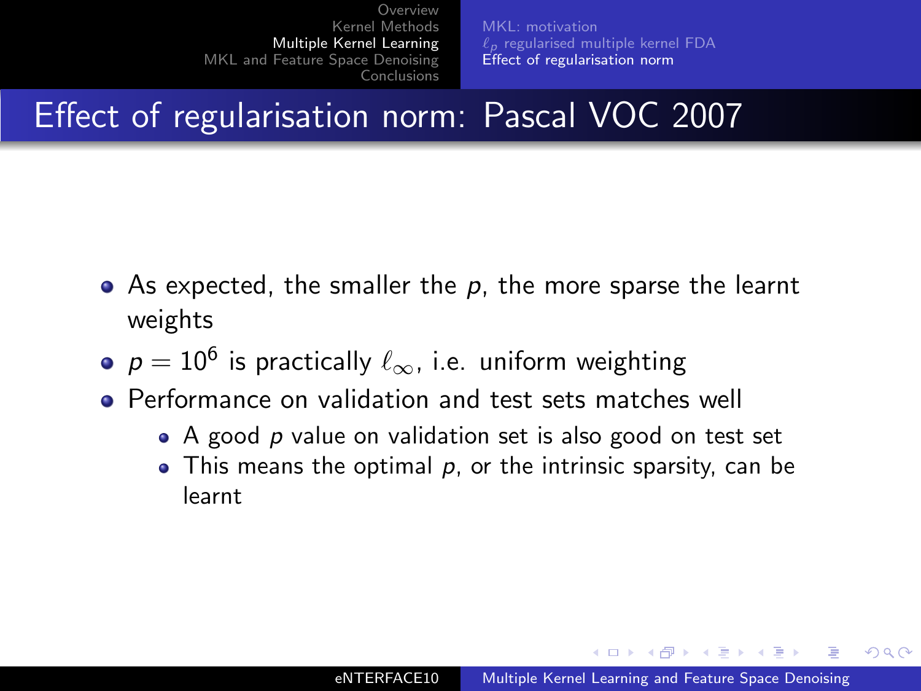# Effect of regularisation norm: Pascal VOC 2007

- As expected, the smaller the $p$, the more sparse the learnt weights
- $p = 10^6$ is practically $\ell_\infty$, i.e. uniform weighting
- Performance on validation and test sets matches well
  - A good $p$ value on validation set is also good on test set
  - This means the optimal $p$, or the intrinsic sparsity, can be learnt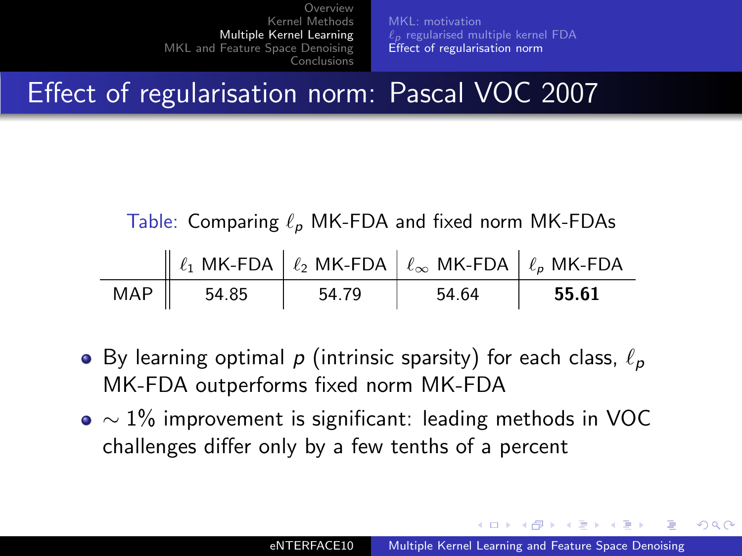# Effect of regularisation norm: Pascal VOC 2007

Table: Comparing $\ell_p$ MK-FDA and fixed norm MK-FDAs

| | $\ell_1$ MK-FDA | $\ell_2$ MK-FDA | $\ell_\infty$ MK-FDA | $\ell_p$ MK-FDA |
|---|---|---|---|---|
| MAP | 54.85 | 54.79 | 54.64 | **55.61** |

- By learning optimal $p$ (intrinsic sparsity) for each class, $\ell_p$ MK-FDA outperforms fixed norm MK-FDA
- $\sim 1\%$ improvement is significant: leading methods in VOC challenges differ only by a few tenths of a percent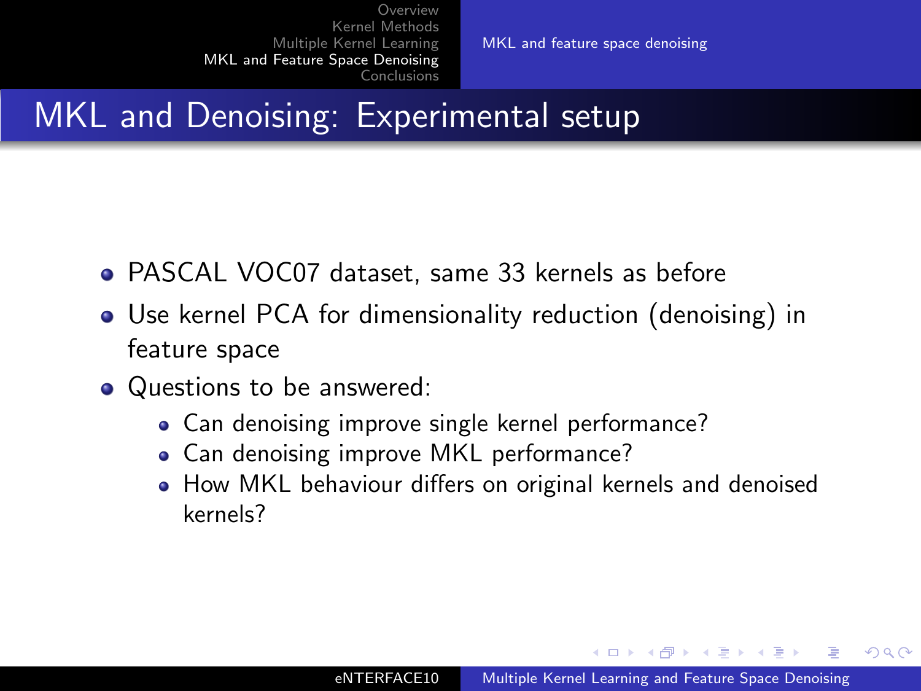# MKL and Denoising: Experimental setup

- PASCAL VOC07 dataset, same 33 kernels as before
- Use kernel PCA for dimensionality reduction (denoising) in feature space
- Questions to be answered:
  - Can denoising improve single kernel performance?
  - Can denoising improve MKL performance?
  - How MKL behaviour differs on original kernels and denoised kernels?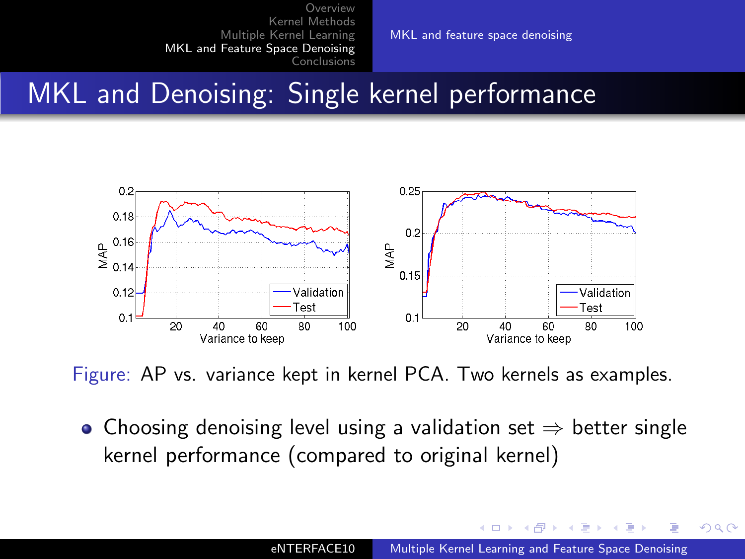## MKL and Denoising: Single kernel performance

Figure: AP vs. variance kept in kernel PCA. Two kernels as examples.

- Choosing denoising level using a validation set $\Rightarrow$ better single kernel performance (compared to original kernel)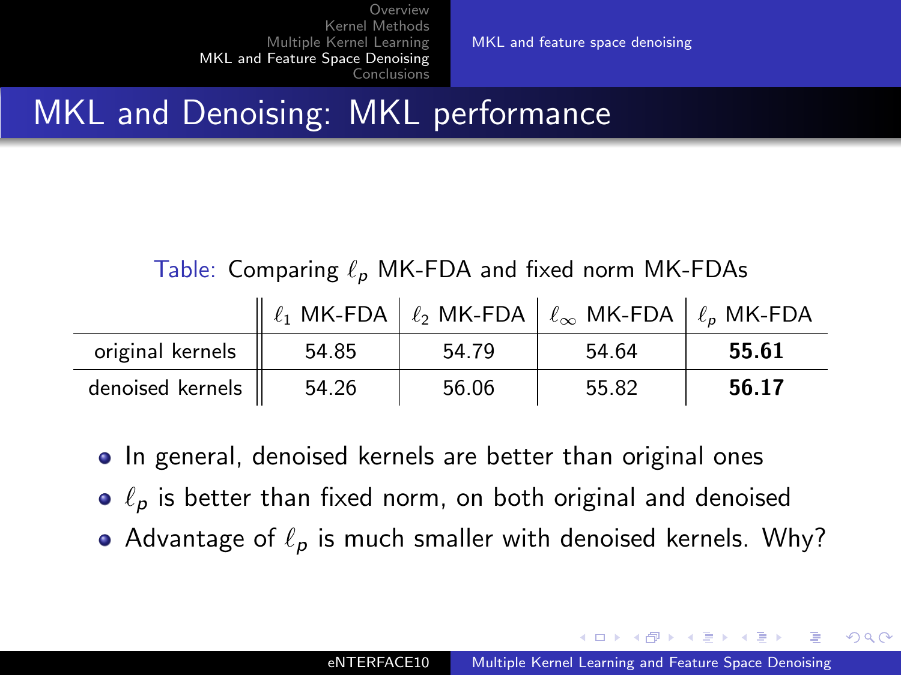## MKL and Denoising: MKL performance

Table: Comparing $\ell_p$ MK-FDA and fixed norm MK-FDAs

| | $\ell_1$ MK-FDA | $\ell_2$ MK-FDA | $\ell_\infty$ MK-FDA | $\ell_p$ MK-FDA |
|---|---|---|---|---|
| original kernels | 54.85 | 54.79 | 54.64 | **55.61** |
| denoised kernels | 54.26 | 56.06 | 55.82 | **56.17** |

- In general, denoised kernels are better than original ones
- $\ell_p$ is better than fixed norm, on both original and denoised
- Advantage of $\ell_p$ is much smaller with denoised kernels. Why?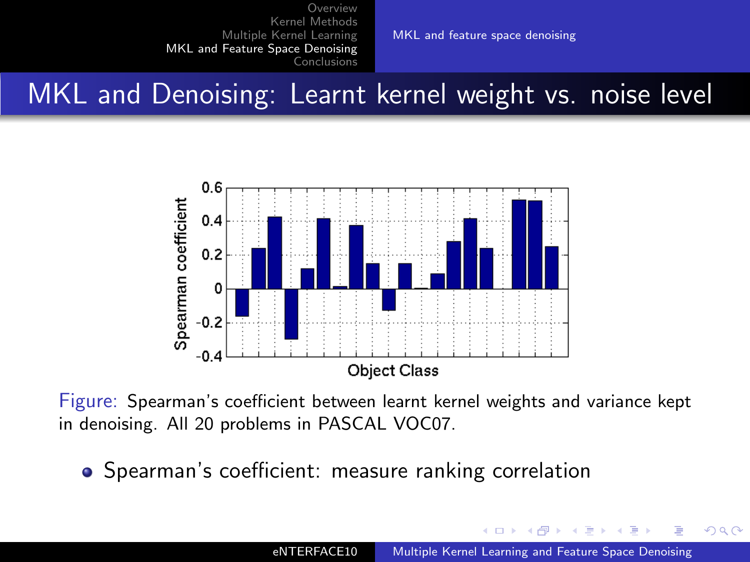# MKL and Denoising: Learnt kernel weight vs. noise level

Figure: Spearman's coefficient between learnt kernel weights and variance kept in denoising. All 20 problems in PASCAL VOC07.

- Spearman's coefficient: measure ranking correlation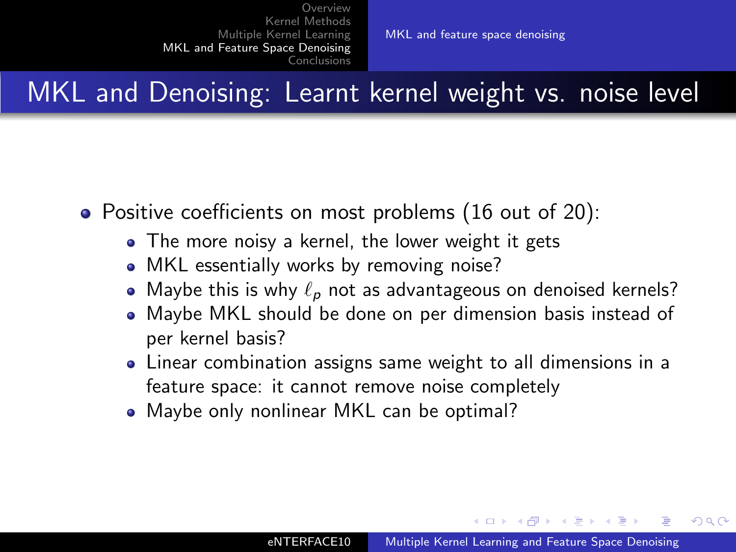# MKL and Denoising: Learnt kernel weight vs. noise level

- Positive coefficients on most problems (16 out of 20):
  - The more noisy a kernel, the lower weight it gets
  - MKL essentially works by removing noise?
  - Maybe this is why $\ell_p$ not as advantageous on denoised kernels?
  - Maybe MKL should be done on per dimension basis instead of per kernel basis?
  - Linear combination assigns same weight to all dimensions in a feature space: it cannot remove noise completely
  - Maybe only nonlinear MKL can be optimal?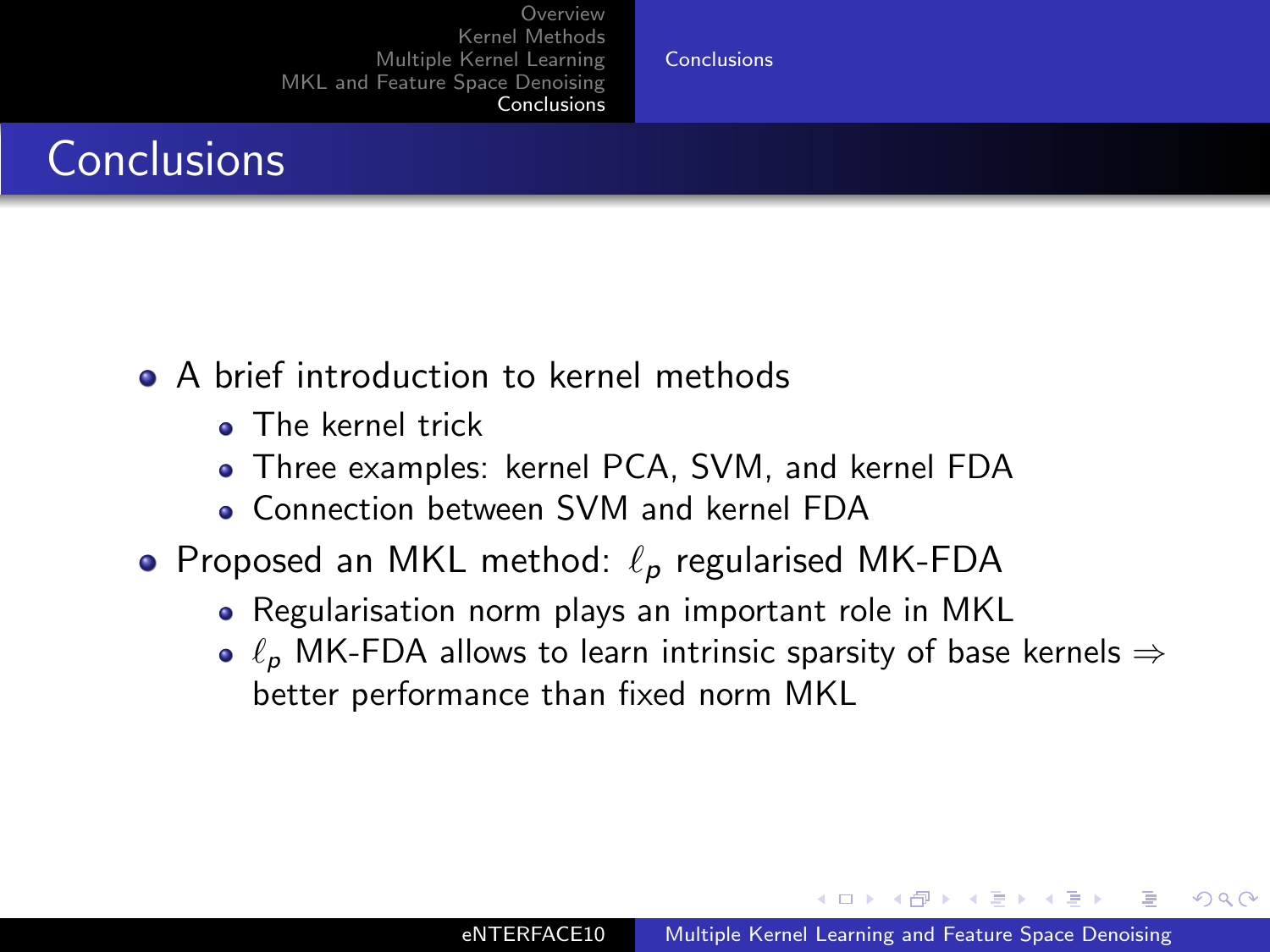# Conclusions

- A brief introduction to kernel methods
  - The kernel trick
  - Three examples: kernel PCA, SVM, and kernel FDA
  - Connection between SVM and kernel FDA
- Proposed an MKL method: $\ell_p$ regularised MK-FDA
  - Regularisation norm plays an important role in MKL
  - $\ell_p$ MK-FDA allows to learn intrinsic sparsity of base kernels $\Rightarrow$ better performance than fixed norm MKL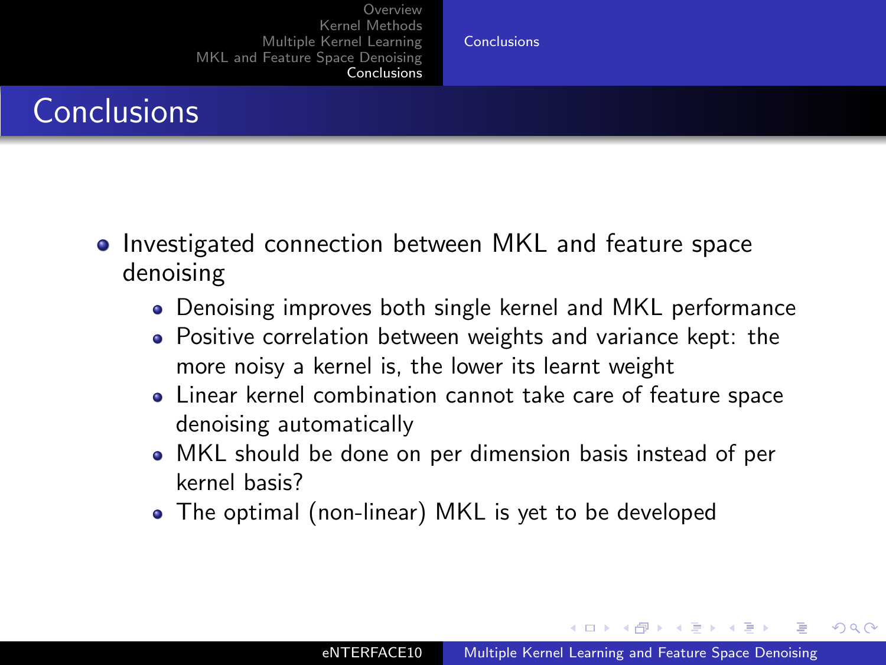# Conclusions

- Investigated connection between MKL and feature space denoising
  - Denoising improves both single kernel and MKL performance
  - Positive correlation between weights and variance kept: the more noisy a kernel is, the lower its learnt weight
  - Linear kernel combination cannot take care of feature space denoising automatically
  - MKL should be done on per dimension basis instead of per kernel basis?
  - The optimal (non-linear) MKL is yet to be developed